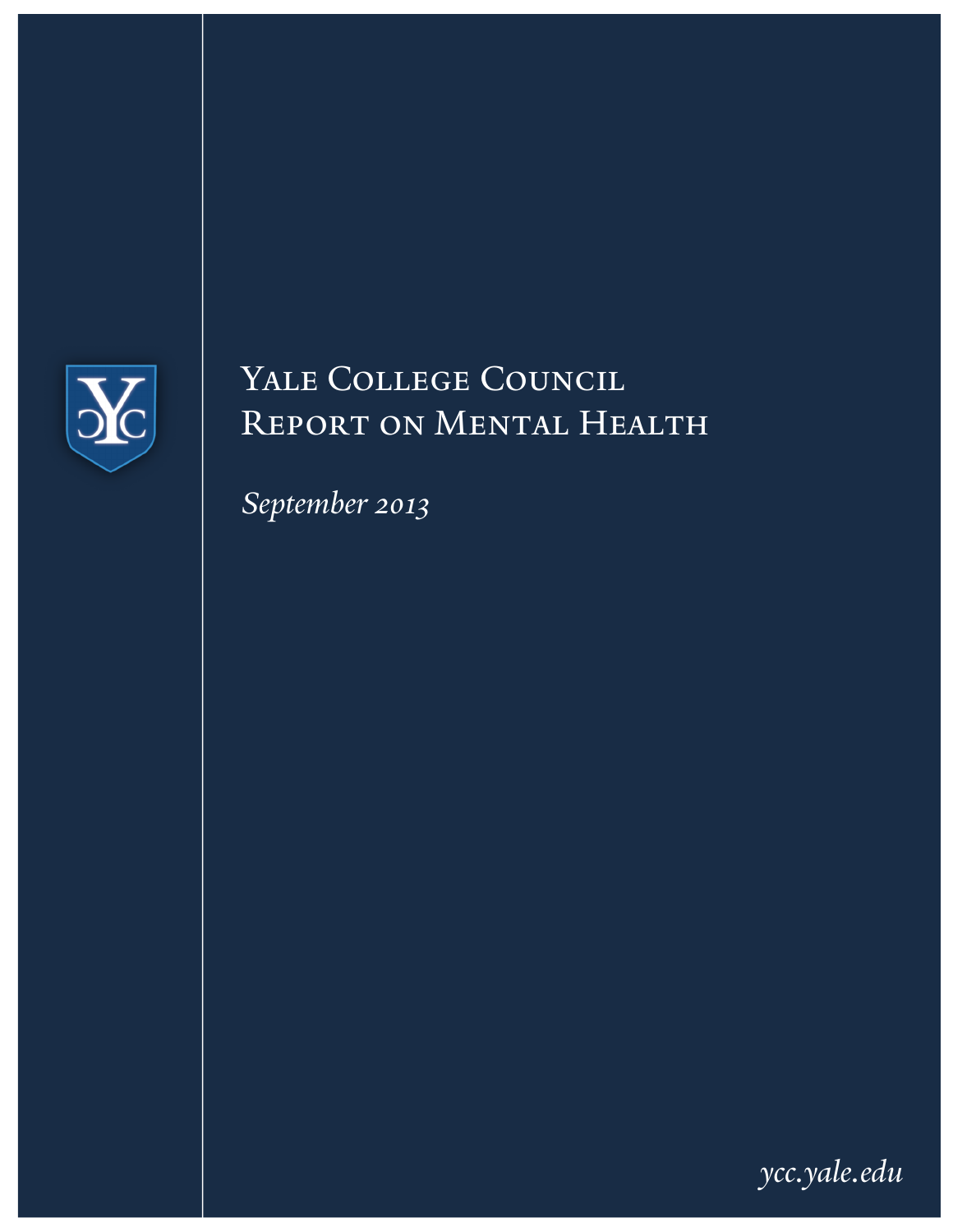# Yale College Council Report on Mental Health

*September 2013*

*ycc.yale.edu*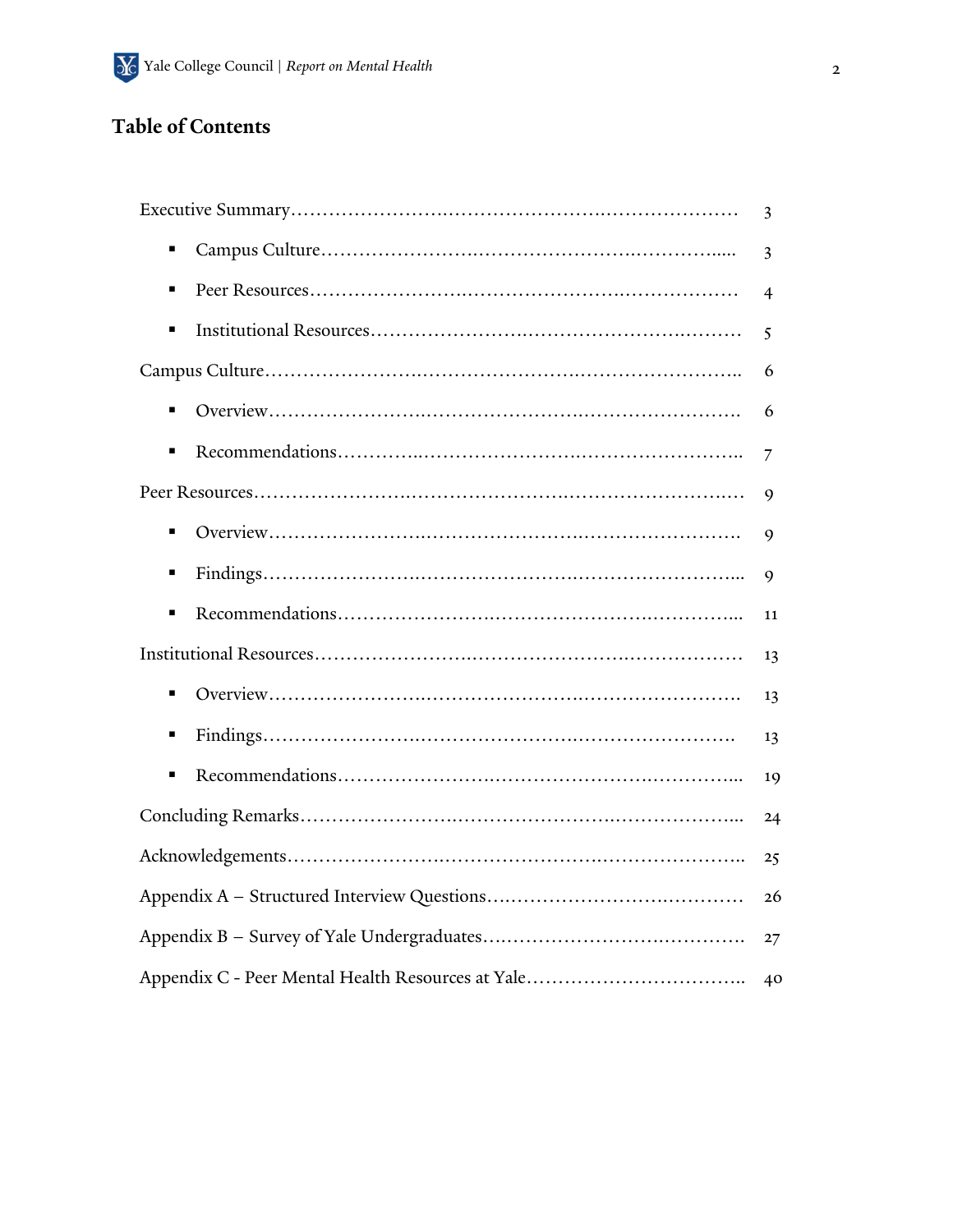## Table of Contents

Executive Summary .......... 3

- Campus Culture .......... 3
- Peer Resources .......... 4
- Institutional Resources .......... 5

Campus Culture .......... 6

- Overview .......... 6
- Recommendations .......... 7

Peer Resources .......... 9

- Overview .......... 9
- Findings .......... 9
- Recommendations .......... 11

Institutional Resources .......... 13

- Overview .......... 13
- Findings .......... 13
- Recommendations .......... 19

Concluding Remarks .......... 24

Acknowledgements .......... 25

Appendix A – Structured Interview Questions .......... 26

Appendix B – Survey of Yale Undergraduates .......... 27

Appendix C - Peer Mental Health Resources at Yale .......... 40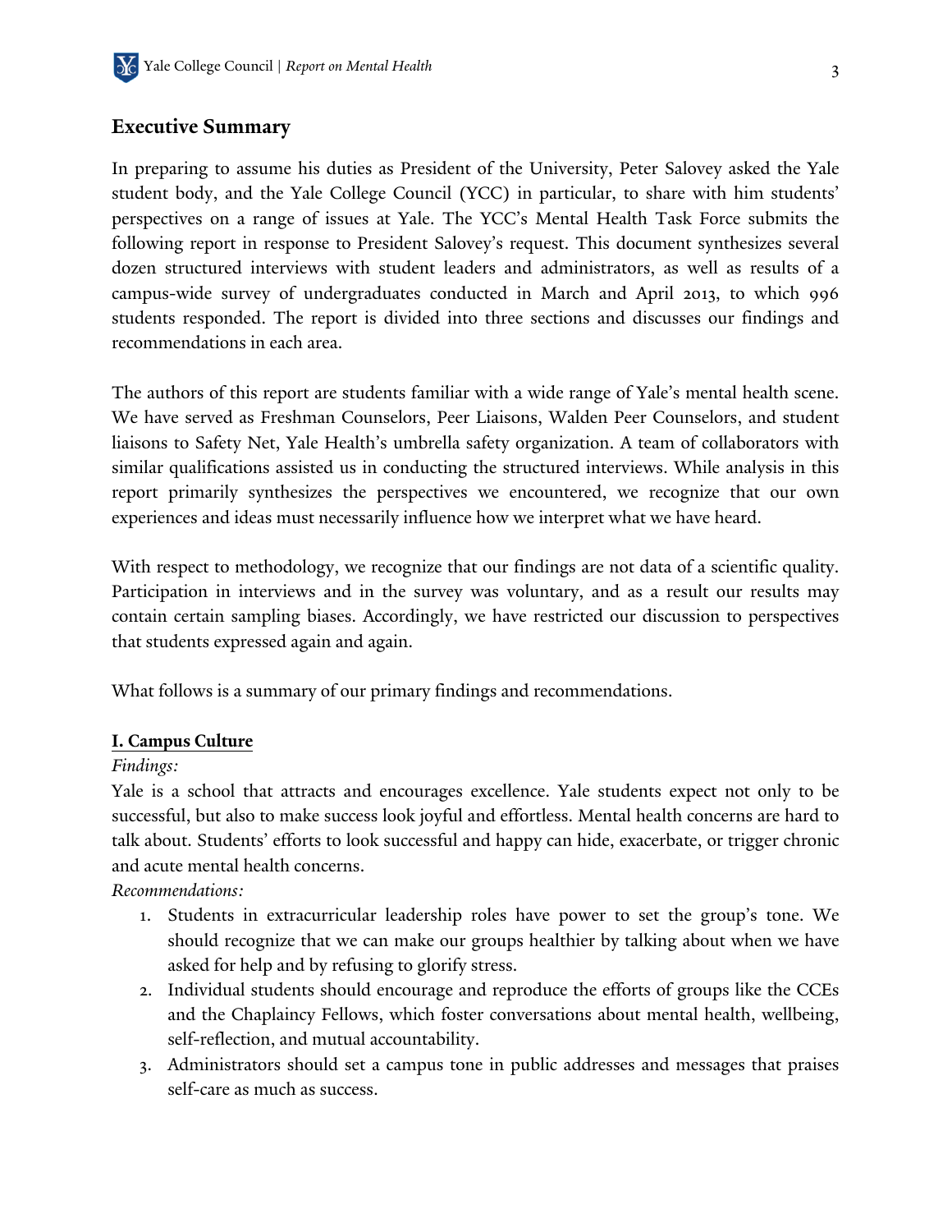## Executive Summary

In preparing to assume his duties as President of the University, Peter Salovey asked the Yale student body, and the Yale College Council (YCC) in particular, to share with him students' perspectives on a range of issues at Yale. The YCC's Mental Health Task Force submits the following report in response to President Salovey's request. This document synthesizes several dozen structured interviews with student leaders and administrators, as well as results of a campus-wide survey of undergraduates conducted in March and April 2013, to which 996 students responded. The report is divided into three sections and discusses our findings and recommendations in each area.

The authors of this report are students familiar with a wide range of Yale's mental health scene. We have served as Freshman Counselors, Peer Liaisons, Walden Peer Counselors, and student liaisons to Safety Net, Yale Health's umbrella safety organization. A team of collaborators with similar qualifications assisted us in conducting the structured interviews. While analysis in this report primarily synthesizes the perspectives we encountered, we recognize that our own experiences and ideas must necessarily influence how we interpret what we have heard.

With respect to methodology, we recognize that our findings are not data of a scientific quality. Participation in interviews and in the survey was voluntary, and as a result our results may contain certain sampling biases. Accordingly, we have restricted our discussion to perspectives that students expressed again and again.

What follows is a summary of our primary findings and recommendations.

### I. Campus Culture

*Findings:*

Yale is a school that attracts and encourages excellence. Yale students expect not only to be successful, but also to make success look joyful and effortless. Mental health concerns are hard to talk about. Students' efforts to look successful and happy can hide, exacerbate, or trigger chronic and acute mental health concerns.

*Recommendations:*

1. Students in extracurricular leadership roles have power to set the group's tone. We should recognize that we can make our groups healthier by talking about when we have asked for help and by refusing to glorify stress.
2. Individual students should encourage and reproduce the efforts of groups like the CCEs and the Chaplaincy Fellows, which foster conversations about mental health, wellbeing, self-reflection, and mutual accountability.
3. Administrators should set a campus tone in public addresses and messages that praises self-care as much as success.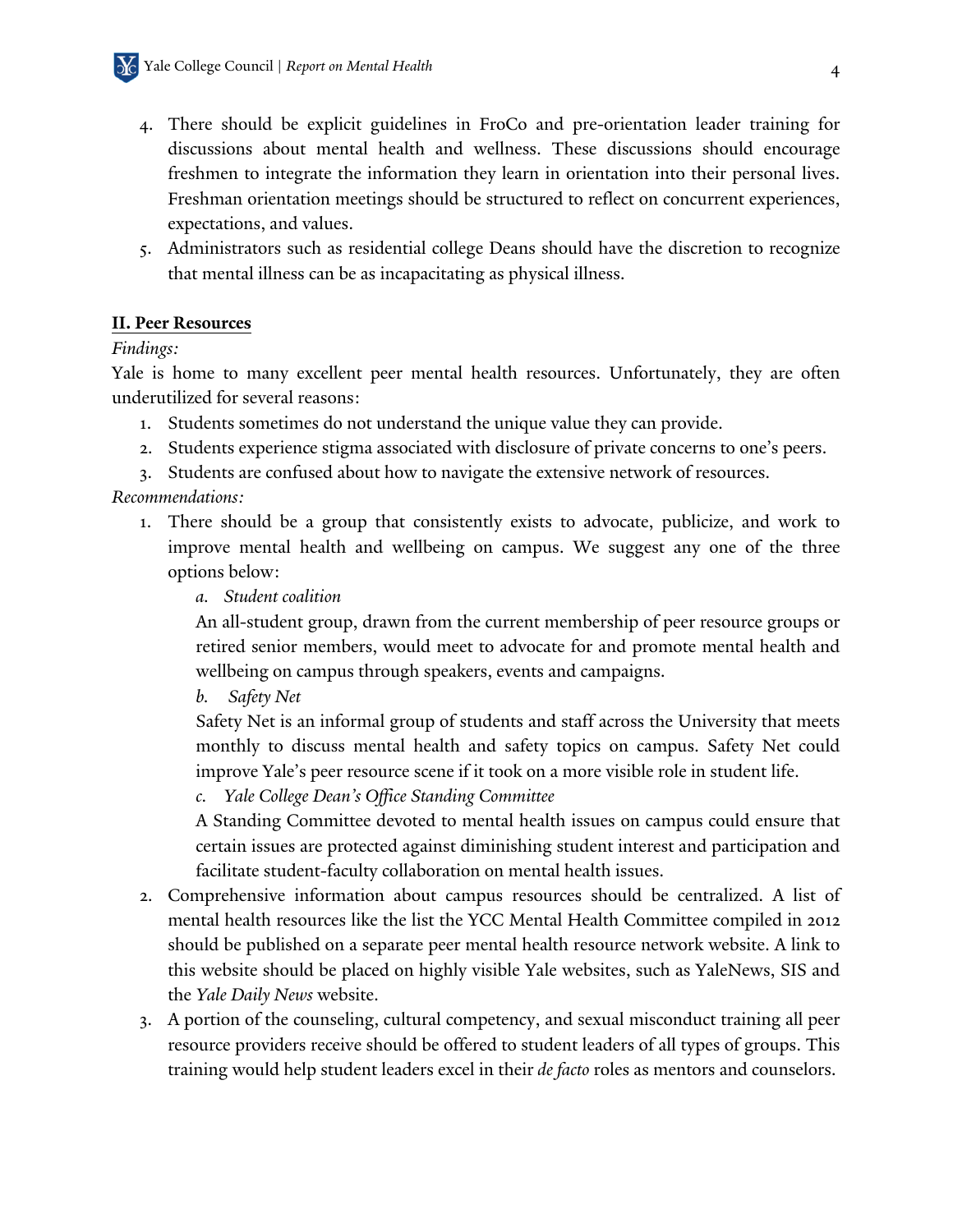4. There should be explicit guidelines in FroCo and pre-orientation leader training for discussions about mental health and wellness. These discussions should encourage freshmen to integrate the information they learn in orientation into their personal lives. Freshman orientation meetings should be structured to reflect on concurrent experiences, expectations, and values.
5. Administrators such as residential college Deans should have the discretion to recognize that mental illness can be as incapacitating as physical illness.

## **II. Peer Resources**

*Findings:*

Yale is home to many excellent peer mental health resources. Unfortunately, they are often underutilized for several reasons:

1. Students sometimes do not understand the unique value they can provide.
2. Students experience stigma associated with disclosure of private concerns to one's peers.
3. Students are confused about how to navigate the extensive network of resources.

*Recommendations:*

1. There should be a group that consistently exists to advocate, publicize, and work to improve mental health and wellbeing on campus. We suggest any one of the three options below:
   a. *Student coalition*
   An all-student group, drawn from the current membership of peer resource groups or retired senior members, would meet to advocate for and promote mental health and wellbeing on campus through speakers, events and campaigns.
   b. *Safety Net*
   Safety Net is an informal group of students and staff across the University that meets monthly to discuss mental health and safety topics on campus. Safety Net could improve Yale's peer resource scene if it took on a more visible role in student life.
   c. *Yale College Dean's Office Standing Committee*
   A Standing Committee devoted to mental health issues on campus could ensure that certain issues are protected against diminishing student interest and participation and facilitate student-faculty collaboration on mental health issues.
2. Comprehensive information about campus resources should be centralized. A list of mental health resources like the list the YCC Mental Health Committee compiled in 2012 should be published on a separate peer mental health resource network website. A link to this website should be placed on highly visible Yale websites, such as YaleNews, SIS and the *Yale Daily News* website.
3. A portion of the counseling, cultural competency, and sexual misconduct training all peer resource providers receive should be offered to student leaders of all types of groups. This training would help student leaders excel in their *de facto* roles as mentors and counselors.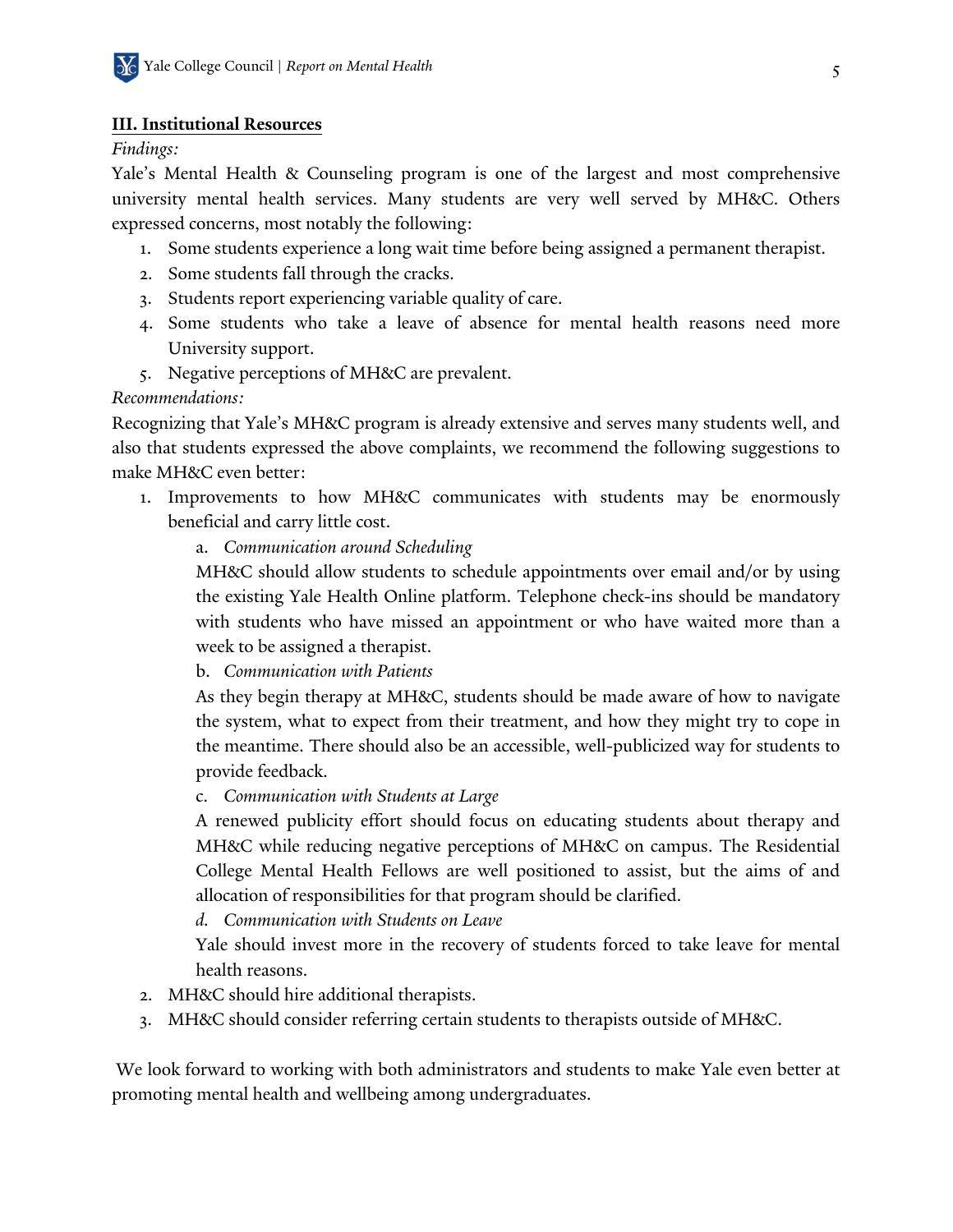## III. Institutional Resources

*Findings:*

Yale's Mental Health & Counseling program is one of the largest and most comprehensive university mental health services. Many students are very well served by MH&C. Others expressed concerns, most notably the following:

1. Some students experience a long wait time before being assigned a permanent therapist.
2. Some students fall through the cracks.
3. Students report experiencing variable quality of care.
4. Some students who take a leave of absence for mental health reasons need more University support.
5. Negative perceptions of MH&C are prevalent.

*Recommendations:*

Recognizing that Yale's MH&C program is already extensive and serves many students well, and also that students expressed the above complaints, we recommend the following suggestions to make MH&C even better:

1. Improvements to how MH&C communicates with students may be enormously beneficial and carry little cost.
   a. *Communication around Scheduling*
   MH&C should allow students to schedule appointments over email and/or by using the existing Yale Health Online platform. Telephone check-ins should be mandatory with students who have missed an appointment or who have waited more than a week to be assigned a therapist.
   b. *Communication with Patients*
   As they begin therapy at MH&C, students should be made aware of how to navigate the system, what to expect from their treatment, and how they might try to cope in the meantime. There should also be an accessible, well-publicized way for students to provide feedback.
   c. *Communication with Students at Large*
   A renewed publicity effort should focus on educating students about therapy and MH&C while reducing negative perceptions of MH&C on campus. The Residential College Mental Health Fellows are well positioned to assist, but the aims of and allocation of responsibilities for that program should be clarified.
   *d. Communication with Students on Leave*
   Yale should invest more in the recovery of students forced to take leave for mental health reasons.
2. MH&C should hire additional therapists.
3. MH&C should consider referring certain students to therapists outside of MH&C.

We look forward to working with both administrators and students to make Yale even better at promoting mental health and wellbeing among undergraduates.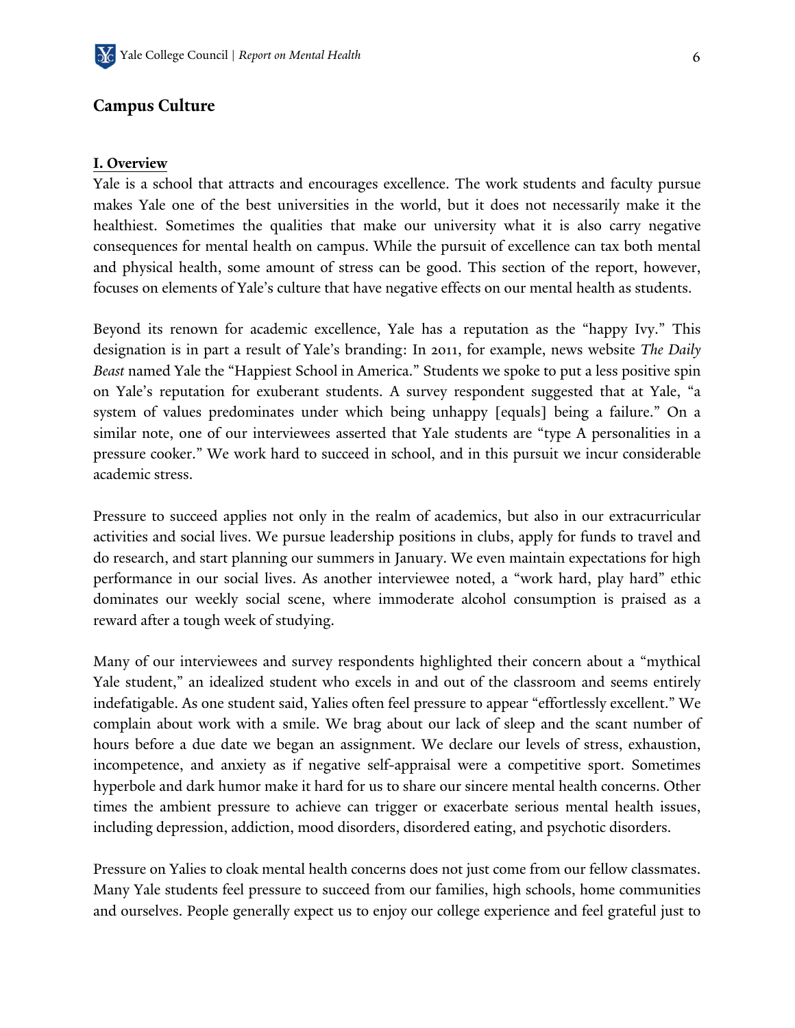## Campus Culture

### I. Overview

Yale is a school that attracts and encourages excellence. The work students and faculty pursue makes Yale one of the best universities in the world, but it does not necessarily make it the healthiest. Sometimes the qualities that make our university what it is also carry negative consequences for mental health on campus. While the pursuit of excellence can tax both mental and physical health, some amount of stress can be good. This section of the report, however, focuses on elements of Yale's culture that have negative effects on our mental health as students.

Beyond its renown for academic excellence, Yale has a reputation as the "happy Ivy." This designation is in part a result of Yale's branding: In 2011, for example, news website *The Daily Beast* named Yale the "Happiest School in America." Students we spoke to put a less positive spin on Yale's reputation for exuberant students. A survey respondent suggested that at Yale, "a system of values predominates under which being unhappy [equals] being a failure." On a similar note, one of our interviewees asserted that Yale students are "type A personalities in a pressure cooker." We work hard to succeed in school, and in this pursuit we incur considerable academic stress.

Pressure to succeed applies not only in the realm of academics, but also in our extracurricular activities and social lives. We pursue leadership positions in clubs, apply for funds to travel and do research, and start planning our summers in January. We even maintain expectations for high performance in our social lives. As another interviewee noted, a "work hard, play hard" ethic dominates our weekly social scene, where immoderate alcohol consumption is praised as a reward after a tough week of studying.

Many of our interviewees and survey respondents highlighted their concern about a "mythical Yale student," an idealized student who excels in and out of the classroom and seems entirely indefatigable. As one student said, Yalies often feel pressure to appear "effortlessly excellent." We complain about work with a smile. We brag about our lack of sleep and the scant number of hours before a due date we began an assignment. We declare our levels of stress, exhaustion, incompetence, and anxiety as if negative self-appraisal were a competitive sport. Sometimes hyperbole and dark humor make it hard for us to share our sincere mental health concerns. Other times the ambient pressure to achieve can trigger or exacerbate serious mental health issues, including depression, addiction, mood disorders, disordered eating, and psychotic disorders.

Pressure on Yalies to cloak mental health concerns does not just come from our fellow classmates. Many Yale students feel pressure to succeed from our families, high schools, home communities and ourselves. People generally expect us to enjoy our college experience and feel grateful just to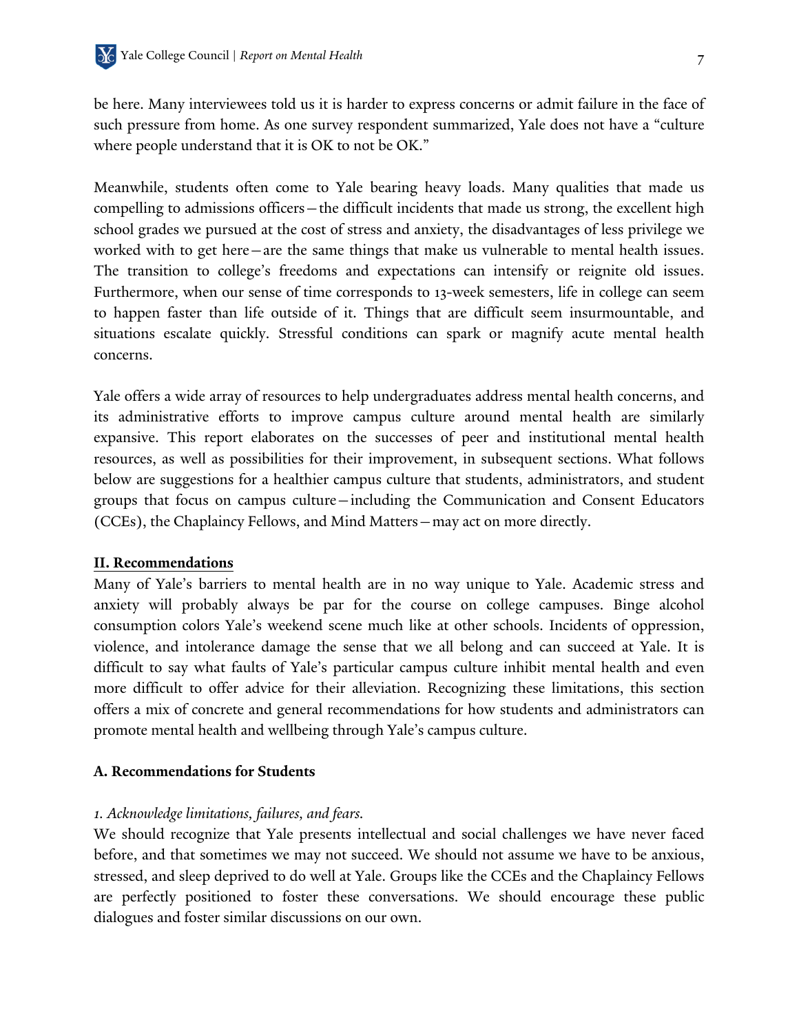be here. Many interviewees told us it is harder to express concerns or admit failure in the face of such pressure from home. As one survey respondent summarized, Yale does not have a "culture where people understand that it is OK to not be OK."

Meanwhile, students often come to Yale bearing heavy loads. Many qualities that made us compelling to admissions officers—the difficult incidents that made us strong, the excellent high school grades we pursued at the cost of stress and anxiety, the disadvantages of less privilege we worked with to get here—are the same things that make us vulnerable to mental health issues. The transition to college's freedoms and expectations can intensify or reignite old issues. Furthermore, when our sense of time corresponds to 13-week semesters, life in college can seem to happen faster than life outside of it. Things that are difficult seem insurmountable, and situations escalate quickly. Stressful conditions can spark or magnify acute mental health concerns.

Yale offers a wide array of resources to help undergraduates address mental health concerns, and its administrative efforts to improve campus culture around mental health are similarly expansive. This report elaborates on the successes of peer and institutional mental health resources, as well as possibilities for their improvement, in subsequent sections. What follows below are suggestions for a healthier campus culture that students, administrators, and student groups that focus on campus culture—including the Communication and Consent Educators (CCEs), the Chaplaincy Fellows, and Mind Matters—may act on more directly.

## II. Recommendations

Many of Yale's barriers to mental health are in no way unique to Yale. Academic stress and anxiety will probably always be par for the course on college campuses. Binge alcohol consumption colors Yale's weekend scene much like at other schools. Incidents of oppression, violence, and intolerance damage the sense that we all belong and can succeed at Yale. It is difficult to say what faults of Yale's particular campus culture inhibit mental health and even more difficult to offer advice for their alleviation. Recognizing these limitations, this section offers a mix of concrete and general recommendations for how students and administrators can promote mental health and wellbeing through Yale's campus culture.

### A. Recommendations for Students

*1. Acknowledge limitations, failures, and fears.*

We should recognize that Yale presents intellectual and social challenges we have never faced before, and that sometimes we may not succeed. We should not assume we have to be anxious, stressed, and sleep deprived to do well at Yale. Groups like the CCEs and the Chaplaincy Fellows are perfectly positioned to foster these conversations. We should encourage these public dialogues and foster similar discussions on our own.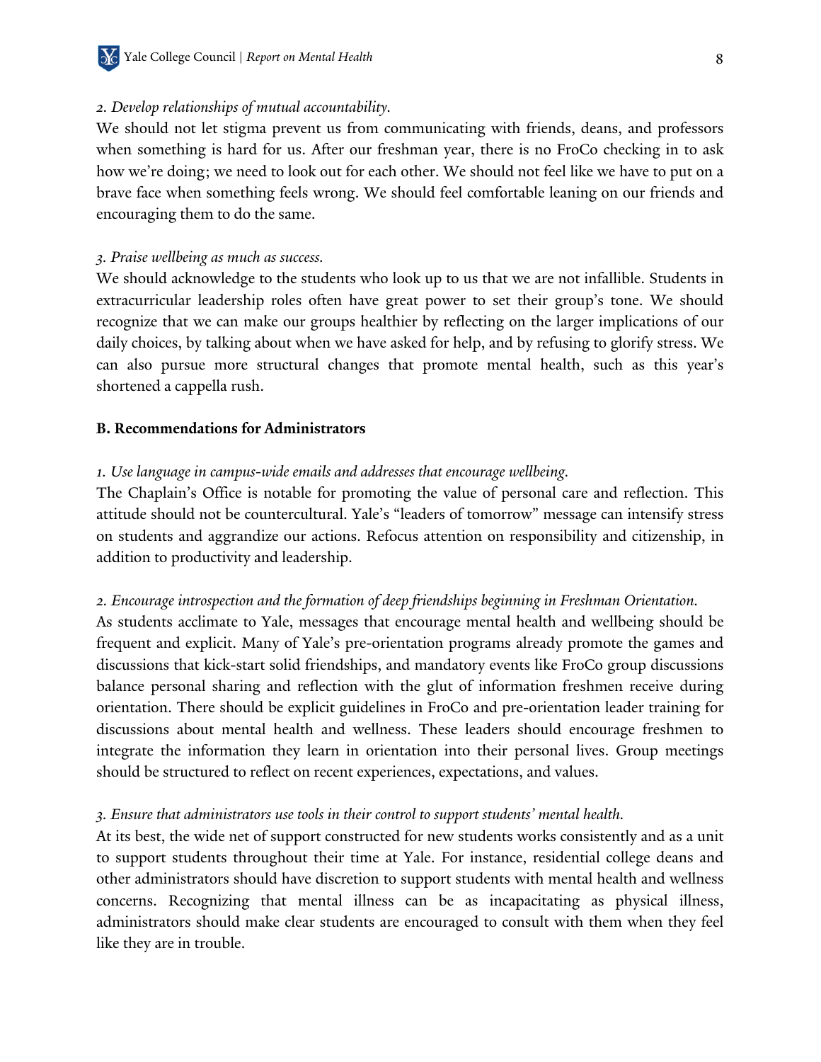*2. Develop relationships of mutual accountability.*

We should not let stigma prevent us from communicating with friends, deans, and professors when something is hard for us. After our freshman year, there is no FroCo checking in to ask how we're doing; we need to look out for each other. We should not feel like we have to put on a brave face when something feels wrong. We should feel comfortable leaning on our friends and encouraging them to do the same.

*3. Praise wellbeing as much as success.*

We should acknowledge to the students who look up to us that we are not infallible. Students in extracurricular leadership roles often have great power to set their group's tone. We should recognize that we can make our groups healthier by reflecting on the larger implications of our daily choices, by talking about when we have asked for help, and by refusing to glorify stress. We can also pursue more structural changes that promote mental health, such as this year's shortened a cappella rush.

**B. Recommendations for Administrators**

*1. Use language in campus-wide emails and addresses that encourage wellbeing.*

The Chaplain's Office is notable for promoting the value of personal care and reflection. This attitude should not be countercultural. Yale's "leaders of tomorrow" message can intensify stress on students and aggrandize our actions. Refocus attention on responsibility and citizenship, in addition to productivity and leadership.

*2. Encourage introspection and the formation of deep friendships beginning in Freshman Orientation.*

As students acclimate to Yale, messages that encourage mental health and wellbeing should be frequent and explicit. Many of Yale's pre-orientation programs already promote the games and discussions that kick-start solid friendships, and mandatory events like FroCo group discussions balance personal sharing and reflection with the glut of information freshmen receive during orientation. There should be explicit guidelines in FroCo and pre-orientation leader training for discussions about mental health and wellness. These leaders should encourage freshmen to integrate the information they learn in orientation into their personal lives. Group meetings should be structured to reflect on recent experiences, expectations, and values.

*3. Ensure that administrators use tools in their control to support students' mental health.*

At its best, the wide net of support constructed for new students works consistently and as a unit to support students throughout their time at Yale. For instance, residential college deans and other administrators should have discretion to support students with mental health and wellness concerns. Recognizing that mental illness can be as incapacitating as physical illness, administrators should make clear students are encouraged to consult with them when they feel like they are in trouble.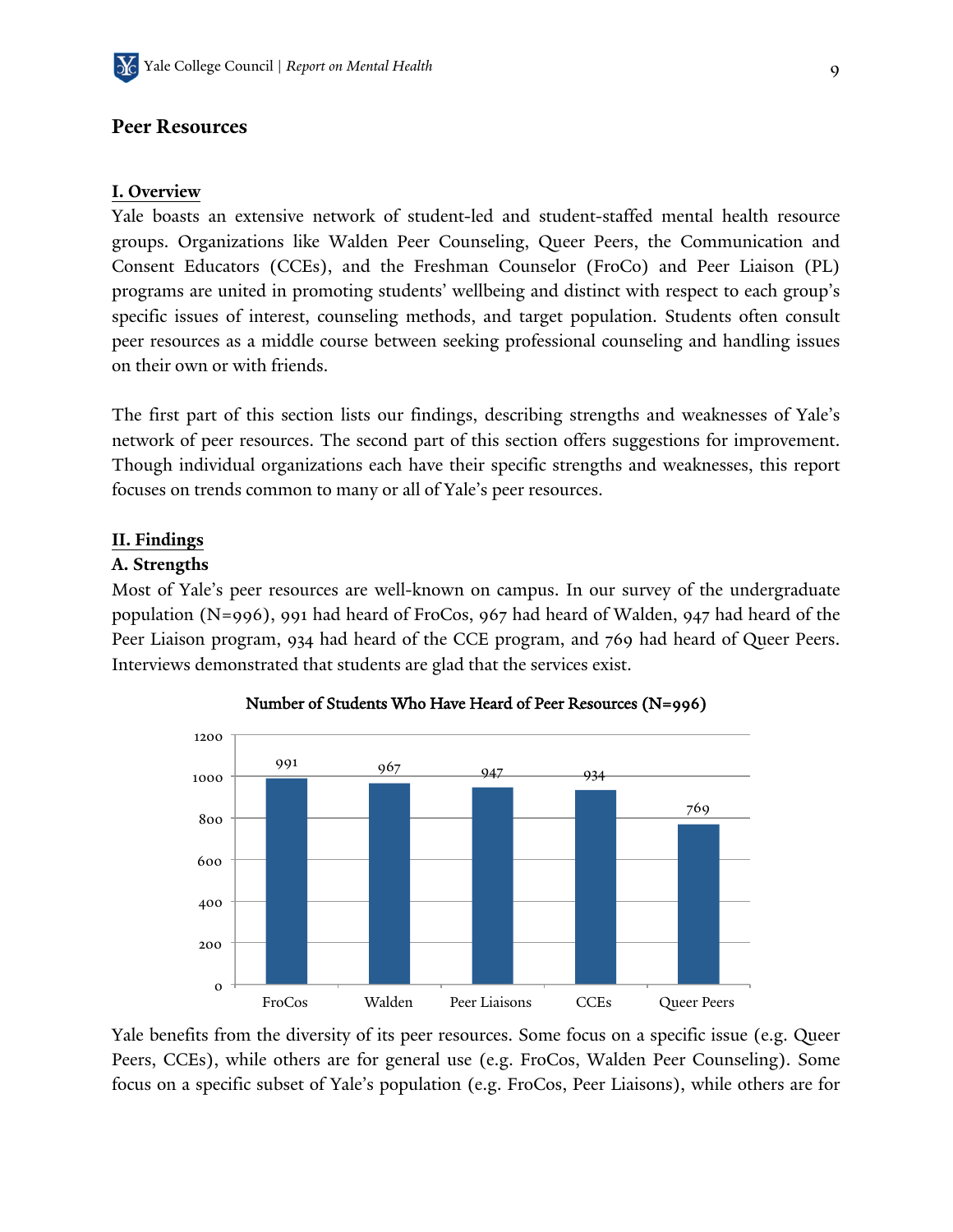## Peer Resources

**I. Overview**

Yale boasts an extensive network of student-led and student-staffed mental health resource groups. Organizations like Walden Peer Counseling, Queer Peers, the Communication and Consent Educators (CCEs), and the Freshman Counselor (FroCo) and Peer Liaison (PL) programs are united in promoting students' wellbeing and distinct with respect to each group's specific issues of interest, counseling methods, and target population. Students often consult peer resources as a middle course between seeking professional counseling and handling issues on their own or with friends.

The first part of this section lists our findings, describing strengths and weaknesses of Yale's network of peer resources. The second part of this section offers suggestions for improvement. Though individual organizations each have their specific strengths and weaknesses, this report focuses on trends common to many or all of Yale's peer resources.

**II. Findings**

**A. Strengths**

Most of Yale's peer resources are well-known on campus. In our survey of the undergraduate population (N=996), 991 had heard of FroCos, 967 had heard of Walden, 947 had heard of the Peer Liaison program, 934 had heard of the CCE program, and 769 had heard of Queer Peers. Interviews demonstrated that students are glad that the services exist.

**Number of Students Who Have Heard of Peer Resources (N=996)**

| Peer Resource | Number of Students |
|---|---|
| FroCos | 991 |
| Walden | 967 |
| Peer Liaisons | 947 |
| CCEs | 934 |
| Queer Peers | 769 |

Yale benefits from the diversity of its peer resources. Some focus on a specific issue (e.g. Queer Peers, CCEs), while others are for general use (e.g. FroCos, Walden Peer Counseling). Some focus on a specific subset of Yale's population (e.g. FroCos, Peer Liaisons), while others are for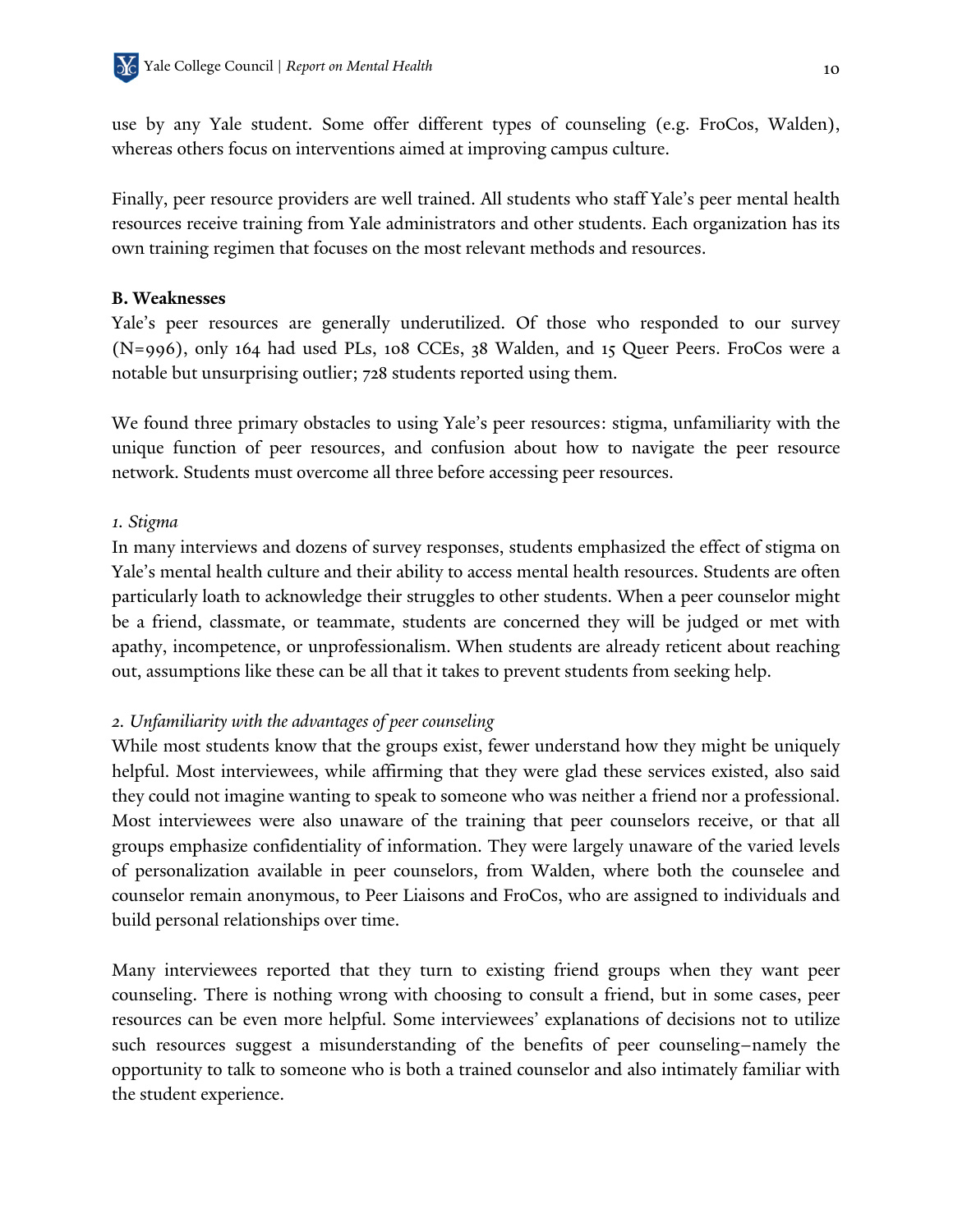use by any Yale student. Some offer different types of counseling (e.g. FroCos, Walden), whereas others focus on interventions aimed at improving campus culture.

Finally, peer resource providers are well trained. All students who staff Yale's peer mental health resources receive training from Yale administrators and other students. Each organization has its own training regimen that focuses on the most relevant methods and resources.

**B. Weaknesses**

Yale's peer resources are generally underutilized. Of those who responded to our survey (N=996), only 164 had used PLs, 108 CCEs, 38 Walden, and 15 Queer Peers. FroCos were a notable but unsurprising outlier; 728 students reported using them.

We found three primary obstacles to using Yale's peer resources: stigma, unfamiliarity with the unique function of peer resources, and confusion about how to navigate the peer resource network. Students must overcome all three before accessing peer resources.

*1. Stigma*

In many interviews and dozens of survey responses, students emphasized the effect of stigma on Yale's mental health culture and their ability to access mental health resources. Students are often particularly loath to acknowledge their struggles to other students. When a peer counselor might be a friend, classmate, or teammate, students are concerned they will be judged or met with apathy, incompetence, or unprofessionalism. When students are already reticent about reaching out, assumptions like these can be all that it takes to prevent students from seeking help.

*2. Unfamiliarity with the advantages of peer counseling*

While most students know that the groups exist, fewer understand how they might be uniquely helpful. Most interviewees, while affirming that they were glad these services existed, also said they could not imagine wanting to speak to someone who was neither a friend nor a professional. Most interviewees were also unaware of the training that peer counselors receive, or that all groups emphasize confidentiality of information. They were largely unaware of the varied levels of personalization available in peer counselors, from Walden, where both the counselee and counselor remain anonymous, to Peer Liaisons and FroCos, who are assigned to individuals and build personal relationships over time.

Many interviewees reported that they turn to existing friend groups when they want peer counseling. There is nothing wrong with choosing to consult a friend, but in some cases, peer resources can be even more helpful. Some interviewees' explanations of decisions not to utilize such resources suggest a misunderstanding of the benefits of peer counseling–namely the opportunity to talk to someone who is both a trained counselor and also intimately familiar with the student experience.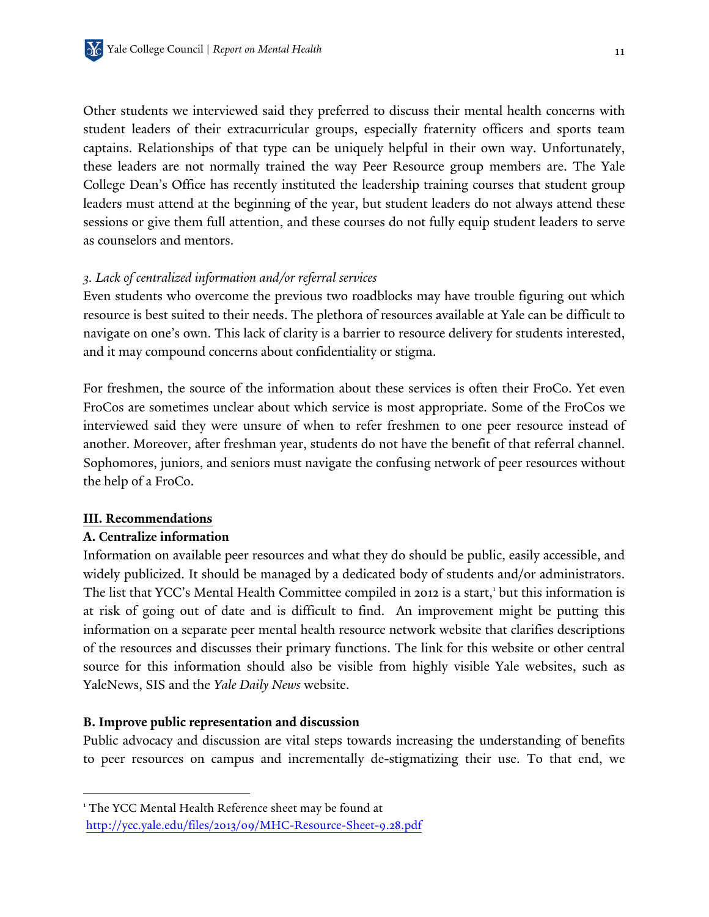Other students we interviewed said they preferred to discuss their mental health concerns with student leaders of their extracurricular groups, especially fraternity officers and sports team captains. Relationships of that type can be uniquely helpful in their own way. Unfortunately, these leaders are not normally trained the way Peer Resource group members are. The Yale College Dean's Office has recently instituted the leadership training courses that student group leaders must attend at the beginning of the year, but student leaders do not always attend these sessions or give them full attention, and these courses do not fully equip student leaders to serve as counselors and mentors.

*3. Lack of centralized information and/or referral services*

Even students who overcome the previous two roadblocks may have trouble figuring out which resource is best suited to their needs. The plethora of resources available at Yale can be difficult to navigate on one's own. This lack of clarity is a barrier to resource delivery for students interested, and it may compound concerns about confidentiality or stigma.

For freshmen, the source of the information about these services is often their FroCo. Yet even FroCos are sometimes unclear about which service is most appropriate. Some of the FroCos we interviewed said they were unsure of when to refer freshmen to one peer resource instead of another. Moreover, after freshman year, students do not have the benefit of that referral channel. Sophomores, juniors, and seniors must navigate the confusing network of peer resources without the help of a FroCo.

## III. Recommendations

### A. Centralize information

Information on available peer resources and what they do should be public, easily accessible, and widely publicized. It should be managed by a dedicated body of students and/or administrators. The list that YCC's Mental Health Committee compiled in 2012 is a start,[1] but this information is at risk of going out of date and is difficult to find. An improvement might be putting this information on a separate peer mental health resource network website that clarifies descriptions of the resources and discusses their primary functions. The link for this website or other central source for this information should also be visible from highly visible Yale websites, such as YaleNews, SIS and the *Yale Daily News* website.

### B. Improve public representation and discussion

Public advocacy and discussion are vital steps towards increasing the understanding of benefits to peer resources on campus and incrementally de-stigmatizing their use. To that end, we

---

[1] The YCC Mental Health Reference sheet may be found at http://ycc.yale.edu/files/2013/09/MHC-Resource-Sheet-9.28.pdf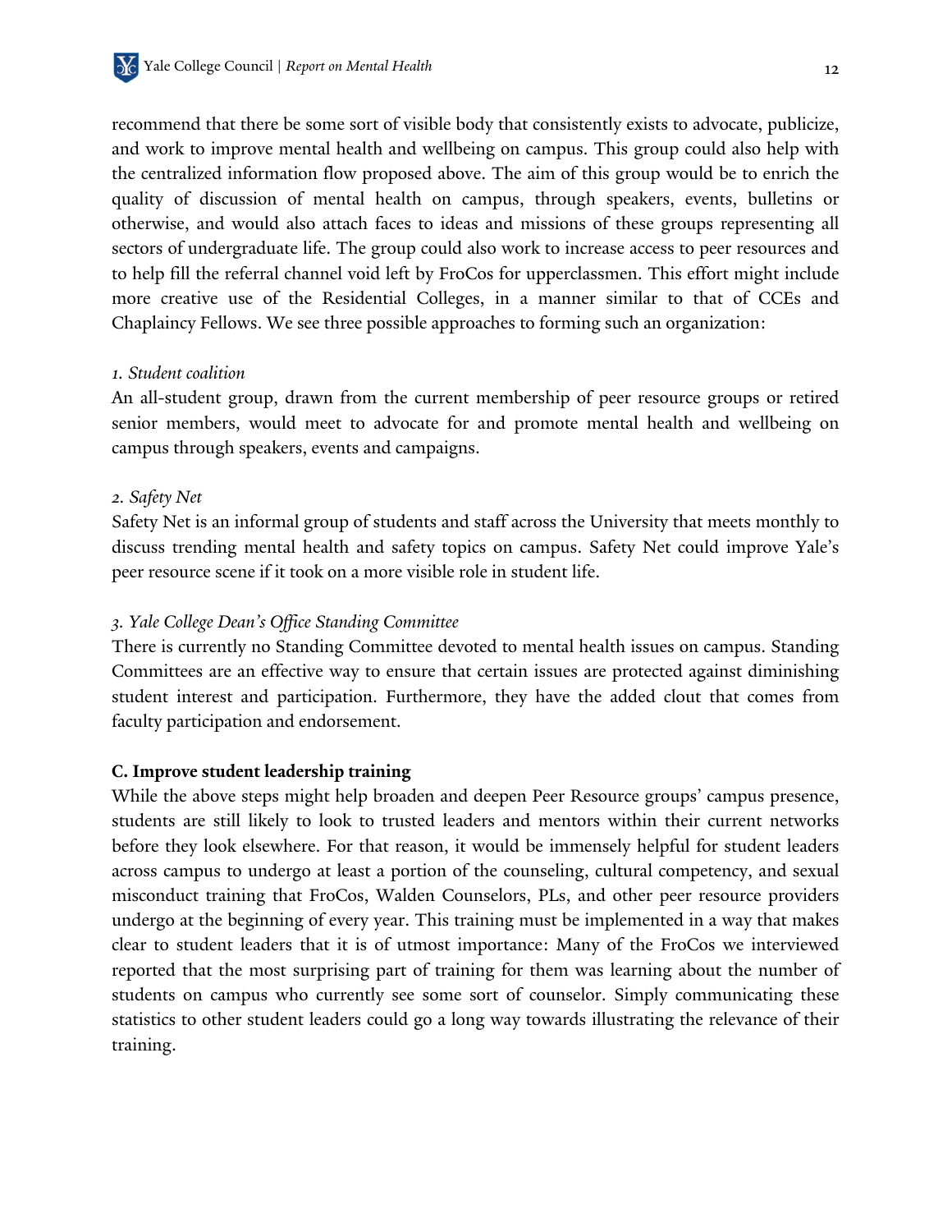recommend that there be some sort of visible body that consistently exists to advocate, publicize, and work to improve mental health and wellbeing on campus. This group could also help with the centralized information flow proposed above. The aim of this group would be to enrich the quality of discussion of mental health on campus, through speakers, events, bulletins or otherwise, and would also attach faces to ideas and missions of these groups representing all sectors of undergraduate life. The group could also work to increase access to peer resources and to help fill the referral channel void left by FroCos for upperclassmen. This effort might include more creative use of the Residential Colleges, in a manner similar to that of CCEs and Chaplaincy Fellows. We see three possible approaches to forming such an organization:

*1. Student coalition*

An all-student group, drawn from the current membership of peer resource groups or retired senior members, would meet to advocate for and promote mental health and wellbeing on campus through speakers, events and campaigns.

*2. Safety Net*

Safety Net is an informal group of students and staff across the University that meets monthly to discuss trending mental health and safety topics on campus. Safety Net could improve Yale's peer resource scene if it took on a more visible role in student life.

*3. Yale College Dean's Office Standing Committee*

There is currently no Standing Committee devoted to mental health issues on campus. Standing Committees are an effective way to ensure that certain issues are protected against diminishing student interest and participation. Furthermore, they have the added clout that comes from faculty participation and endorsement.

**C. Improve student leadership training**

While the above steps might help broaden and deepen Peer Resource groups' campus presence, students are still likely to look to trusted leaders and mentors within their current networks before they look elsewhere. For that reason, it would be immensely helpful for student leaders across campus to undergo at least a portion of the counseling, cultural competency, and sexual misconduct training that FroCos, Walden Counselors, PLs, and other peer resource providers undergo at the beginning of every year. This training must be implemented in a way that makes clear to student leaders that it is of utmost importance: Many of the FroCos we interviewed reported that the most surprising part of training for them was learning about the number of students on campus who currently see some sort of counselor. Simply communicating these statistics to other student leaders could go a long way towards illustrating the relevance of their training.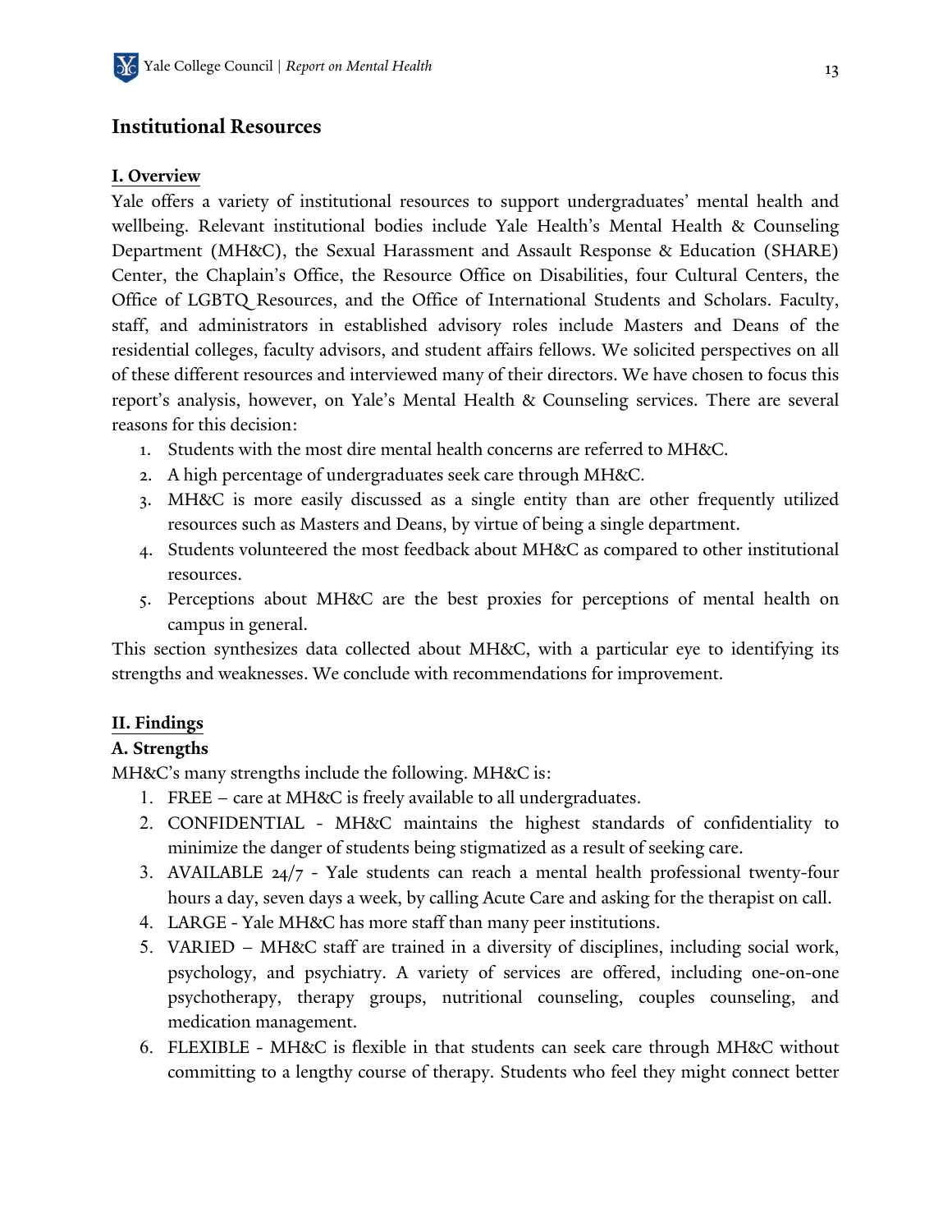## Institutional Resources

**I. Overview**

Yale offers a variety of institutional resources to support undergraduates' mental health and wellbeing. Relevant institutional bodies include Yale Health's Mental Health & Counseling Department (MH&C), the Sexual Harassment and Assault Response & Education (SHARE) Center, the Chaplain's Office, the Resource Office on Disabilities, four Cultural Centers, the Office of LGBTQ Resources, and the Office of International Students and Scholars. Faculty, staff, and administrators in established advisory roles include Masters and Deans of the residential colleges, faculty advisors, and student affairs fellows. We solicited perspectives on all of these different resources and interviewed many of their directors. We have chosen to focus this report's analysis, however, on Yale's Mental Health & Counseling services. There are several reasons for this decision:

1. Students with the most dire mental health concerns are referred to MH&C.
2. A high percentage of undergraduates seek care through MH&C.
3. MH&C is more easily discussed as a single entity than are other frequently utilized resources such as Masters and Deans, by virtue of being a single department.
4. Students volunteered the most feedback about MH&C as compared to other institutional resources.
5. Perceptions about MH&C are the best proxies for perceptions of mental health on campus in general.

This section synthesizes data collected about MH&C, with a particular eye to identifying its strengths and weaknesses. We conclude with recommendations for improvement.

**II. Findings**

**A. Strengths**

MH&C's many strengths include the following. MH&C is:

1. FREE – care at MH&C is freely available to all undergraduates.
2. CONFIDENTIAL - MH&C maintains the highest standards of confidentiality to minimize the danger of students being stigmatized as a result of seeking care.
3. AVAILABLE 24/7 - Yale students can reach a mental health professional twenty-four hours a day, seven days a week, by calling Acute Care and asking for the therapist on call.
4. LARGE - Yale MH&C has more staff than many peer institutions.
5. VARIED – MH&C staff are trained in a diversity of disciplines, including social work, psychology, and psychiatry. A variety of services are offered, including one-on-one psychotherapy, therapy groups, nutritional counseling, couples counseling, and medication management.
6. FLEXIBLE - MH&C is flexible in that students can seek care through MH&C without committing to a lengthy course of therapy. Students who feel they might connect better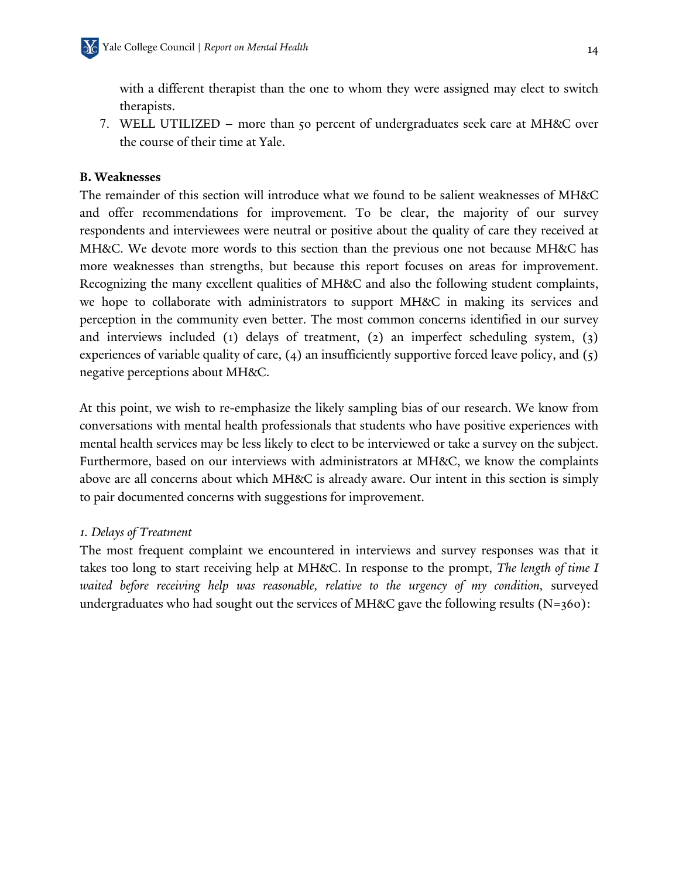with a different therapist than the one to whom they were assigned may elect to switch therapists.

7. WELL UTILIZED – more than 50 percent of undergraduates seek care at MH&C over the course of their time at Yale.

**B. Weaknesses**

The remainder of this section will introduce what we found to be salient weaknesses of MH&C and offer recommendations for improvement. To be clear, the majority of our survey respondents and interviewees were neutral or positive about the quality of care they received at MH&C. We devote more words to this section than the previous one not because MH&C has more weaknesses than strengths, but because this report focuses on areas for improvement. Recognizing the many excellent qualities of MH&C and also the following student complaints, we hope to collaborate with administrators to support MH&C in making its services and perception in the community even better. The most common concerns identified in our survey and interviews included (1) delays of treatment, (2) an imperfect scheduling system, (3) experiences of variable quality of care, (4) an insufficiently supportive forced leave policy, and (5) negative perceptions about MH&C.

At this point, we wish to re-emphasize the likely sampling bias of our research. We know from conversations with mental health professionals that students who have positive experiences with mental health services may be less likely to elect to be interviewed or take a survey on the subject. Furthermore, based on our interviews with administrators at MH&C, we know the complaints above are all concerns about which MH&C is already aware. Our intent in this section is simply to pair documented concerns with suggestions for improvement.

*1. Delays of Treatment*

The most frequent complaint we encountered in interviews and survey responses was that it takes too long to start receiving help at MH&C. In response to the prompt, *The length of time I waited before receiving help was reasonable, relative to the urgency of my condition,* surveyed undergraduates who had sought out the services of MH&C gave the following results (N=360):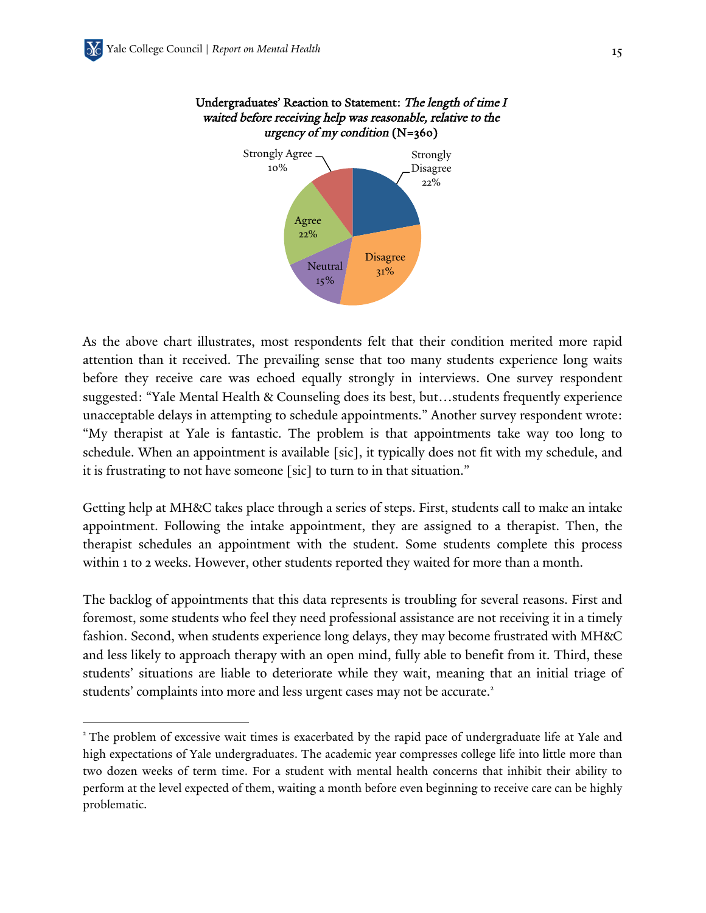**Undergraduates' Reaction to Statement:** ***The length of time I waited before receiving help was reasonable, relative to the urgency of my condition*** **(N=360)**

| Response | Percentage |
| --- | --- |
| Strongly Disagree | 22% |
| Disagree | 31% |
| Neutral | 15% |
| Agree | 22% |
| Strongly Agree | 10% |

As the above chart illustrates, most respondents felt that their condition merited more rapid attention than it received. The prevailing sense that too many students experience long waits before they receive care was echoed equally strongly in interviews. One survey respondent suggested: "Yale Mental Health & Counseling does its best, but…students frequently experience unacceptable delays in attempting to schedule appointments." Another survey respondent wrote: "My therapist at Yale is fantastic. The problem is that appointments take way too long to schedule. When an appointment is available [sic], it typically does not fit with my schedule, and it is frustrating to not have someone [sic] to turn to in that situation."

Getting help at MH&C takes place through a series of steps. First, students call to make an intake appointment. Following the intake appointment, they are assigned to a therapist. Then, the therapist schedules an appointment with the student. Some students complete this process within 1 to 2 weeks. However, other students reported they waited for more than a month.

The backlog of appointments that this data represents is troubling for several reasons. First and foremost, some students who feel they need professional assistance are not receiving it in a timely fashion. Second, when students experience long delays, they may become frustrated with MH&C and less likely to approach therapy with an open mind, fully able to benefit from it. Third, these students' situations are liable to deteriorate while they wait, meaning that an initial triage of students' complaints into more and less urgent cases may not be accurate.[2]

---

[2] The problem of excessive wait times is exacerbated by the rapid pace of undergraduate life at Yale and high expectations of Yale undergraduates. The academic year compresses college life into little more than two dozen weeks of term time. For a student with mental health concerns that inhibit their ability to perform at the level expected of them, waiting a month before even beginning to receive care can be highly problematic.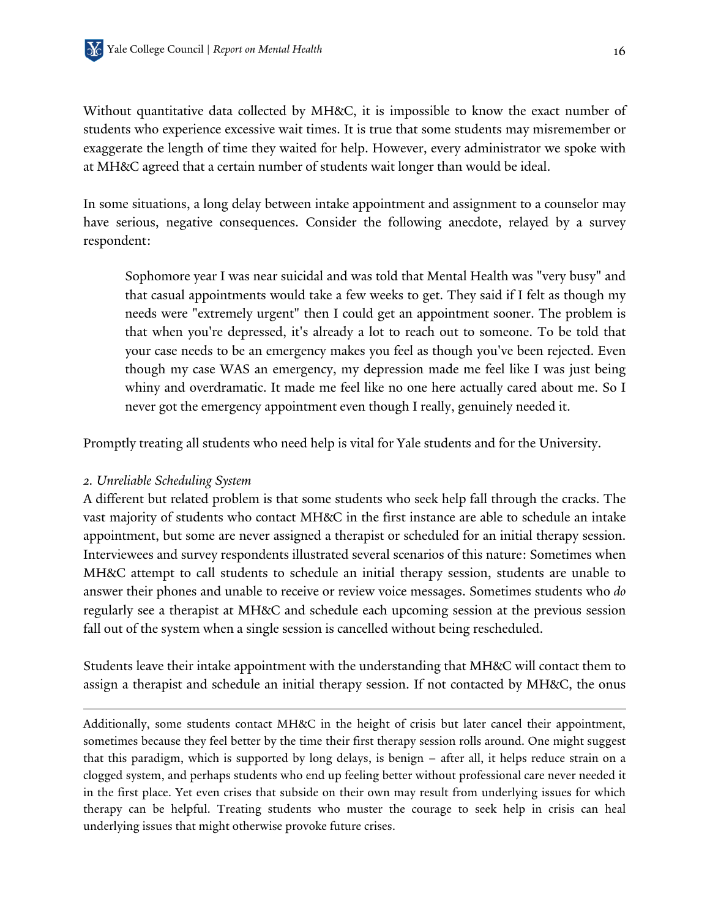Without quantitative data collected by MH&C, it is impossible to know the exact number of students who experience excessive wait times. It is true that some students may misremember or exaggerate the length of time they waited for help. However, every administrator we spoke with at MH&C agreed that a certain number of students wait longer than would be ideal.

In some situations, a long delay between intake appointment and assignment to a counselor may have serious, negative consequences. Consider the following anecdote, relayed by a survey respondent:

> Sophomore year I was near suicidal and was told that Mental Health was "very busy" and that casual appointments would take a few weeks to get. They said if I felt as though my needs were "extremely urgent" then I could get an appointment sooner. The problem is that when you're depressed, it's already a lot to reach out to someone. To be told that your case needs to be an emergency makes you feel as though you've been rejected. Even though my case WAS an emergency, my depression made me feel like I was just being whiny and overdramatic. It made me feel like no one here actually cared about me. So I never got the emergency appointment even though I really, genuinely needed it.

Promptly treating all students who need help is vital for Yale students and for the University.

*2. Unreliable Scheduling System*

A different but related problem is that some students who seek help fall through the cracks. The vast majority of students who contact MH&C in the first instance are able to schedule an intake appointment, but some are never assigned a therapist or scheduled for an initial therapy session. Interviewees and survey respondents illustrated several scenarios of this nature: Sometimes when MH&C attempt to call students to schedule an initial therapy session, students are unable to answer their phones and unable to receive or review voice messages. Sometimes students who *do* regularly see a therapist at MH&C and schedule each upcoming session at the previous session fall out of the system when a single session is cancelled without being rescheduled.

Students leave their intake appointment with the understanding that MH&C will contact them to assign a therapist and schedule an initial therapy session. If not contacted by MH&C, the onus

---

Additionally, some students contact MH&C in the height of crisis but later cancel their appointment, sometimes because they feel better by the time their first therapy session rolls around. One might suggest that this paradigm, which is supported by long delays, is benign – after all, it helps reduce strain on a clogged system, and perhaps students who end up feeling better without professional care never needed it in the first place. Yet even crises that subside on their own may result from underlying issues for which therapy can be helpful. Treating students who muster the courage to seek help in crisis can heal underlying issues that might otherwise provoke future crises.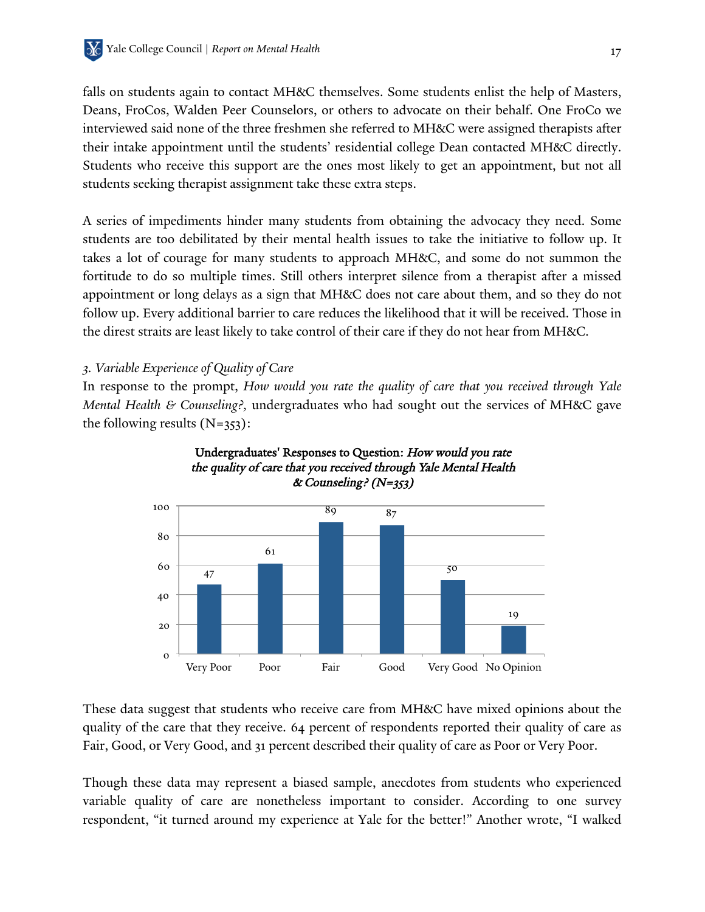falls on students again to contact MH&C themselves. Some students enlist the help of Masters, Deans, FroCos, Walden Peer Counselors, or others to advocate on their behalf. One FroCo we interviewed said none of the three freshmen she referred to MH&C were assigned therapists after their intake appointment until the students' residential college Dean contacted MH&C directly. Students who receive this support are the ones most likely to get an appointment, but not all students seeking therapist assignment take these extra steps.

A series of impediments hinder many students from obtaining the advocacy they need. Some students are too debilitated by their mental health issues to take the initiative to follow up. It takes a lot of courage for many students to approach MH&C, and some do not summon the fortitude to do so multiple times. Still others interpret silence from a therapist after a missed appointment or long delays as a sign that MH&C does not care about them, and so they do not follow up. Every additional barrier to care reduces the likelihood that it will be received. Those in the direst straits are least likely to take control of their care if they do not hear from MH&C.

*3. Variable Experience of Quality of Care*

In response to the prompt, *How would you rate the quality of care that you received through Yale Mental Health & Counseling?*, undergraduates who had sought out the services of MH&C gave the following results (N=353):

**Undergraduates' Responses to Question: *How would you rate the quality of care that you received through Yale Mental Health & Counseling? (N=353)***

| Response | Count |
| --- | --- |
| Very Poor | 47 |
| Poor | 61 |
| Fair | 89 |
| Good | 87 |
| Very Good | 50 |
| No Opinion | 19 |

These data suggest that students who receive care from MH&C have mixed opinions about the quality of the care that they receive. 64 percent of respondents reported their quality of care as Fair, Good, or Very Good, and 31 percent described their quality of care as Poor or Very Poor.

Though these data may represent a biased sample, anecdotes from students who experienced variable quality of care are nonetheless important to consider. According to one survey respondent, "it turned around my experience at Yale for the better!" Another wrote, "I walked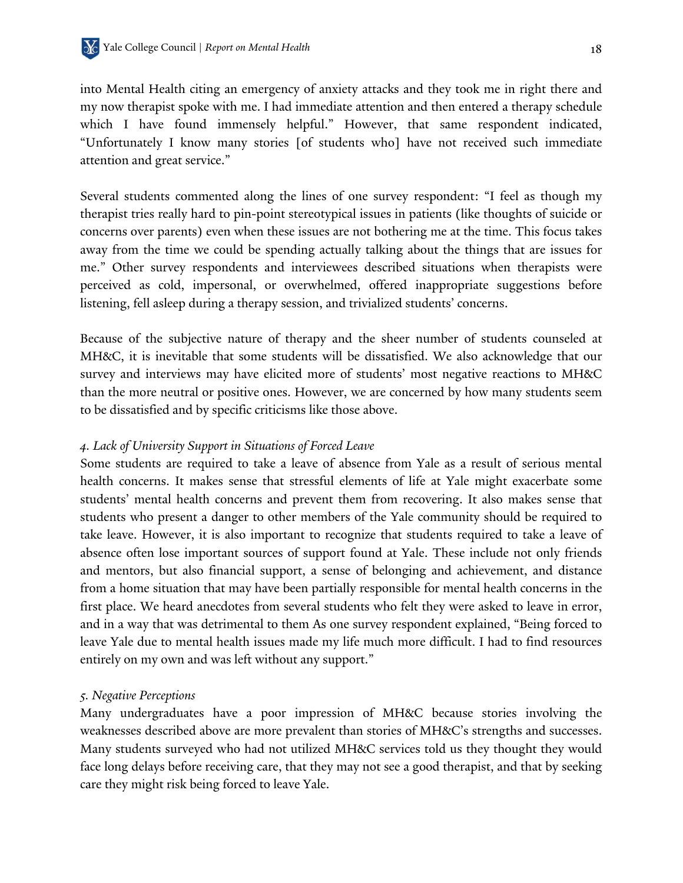into Mental Health citing an emergency of anxiety attacks and they took me in right there and my now therapist spoke with me. I had immediate attention and then entered a therapy schedule which I have found immensely helpful." However, that same respondent indicated, "Unfortunately I know many stories [of students who] have not received such immediate attention and great service."

Several students commented along the lines of one survey respondent: "I feel as though my therapist tries really hard to pin-point stereotypical issues in patients (like thoughts of suicide or concerns over parents) even when these issues are not bothering me at the time. This focus takes away from the time we could be spending actually talking about the things that are issues for me." Other survey respondents and interviewees described situations when therapists were perceived as cold, impersonal, or overwhelmed, offered inappropriate suggestions before listening, fell asleep during a therapy session, and trivialized students' concerns.

Because of the subjective nature of therapy and the sheer number of students counseled at MH&C, it is inevitable that some students will be dissatisfied. We also acknowledge that our survey and interviews may have elicited more of students' most negative reactions to MH&C than the more neutral or positive ones. However, we are concerned by how many students seem to be dissatisfied and by specific criticisms like those above.

*4. Lack of University Support in Situations of Forced Leave*

Some students are required to take a leave of absence from Yale as a result of serious mental health concerns. It makes sense that stressful elements of life at Yale might exacerbate some students' mental health concerns and prevent them from recovering. It also makes sense that students who present a danger to other members of the Yale community should be required to take leave. However, it is also important to recognize that students required to take a leave of absence often lose important sources of support found at Yale. These include not only friends and mentors, but also financial support, a sense of belonging and achievement, and distance from a home situation that may have been partially responsible for mental health concerns in the first place. We heard anecdotes from several students who felt they were asked to leave in error, and in a way that was detrimental to them As one survey respondent explained, "Being forced to leave Yale due to mental health issues made my life much more difficult. I had to find resources entirely on my own and was left without any support."

*5. Negative Perceptions*

Many undergraduates have a poor impression of MH&C because stories involving the weaknesses described above are more prevalent than stories of MH&C's strengths and successes. Many students surveyed who had not utilized MH&C services told us they thought they would face long delays before receiving care, that they may not see a good therapist, and that by seeking care they might risk being forced to leave Yale.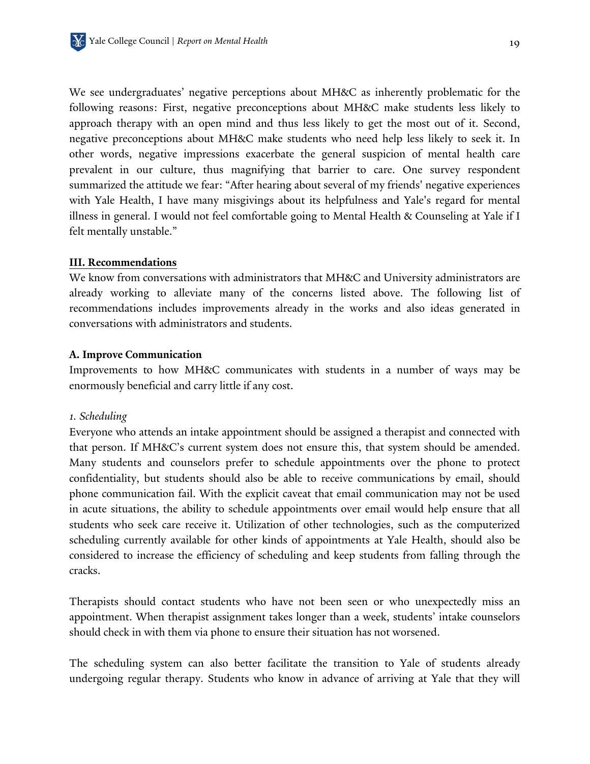We see undergraduates' negative perceptions about MH&C as inherently problematic for the following reasons: First, negative preconceptions about MH&C make students less likely to approach therapy with an open mind and thus less likely to get the most out of it. Second, negative preconceptions about MH&C make students who need help less likely to seek it. In other words, negative impressions exacerbate the general suspicion of mental health care prevalent in our culture, thus magnifying that barrier to care. One survey respondent summarized the attitude we fear: "After hearing about several of my friends' negative experiences with Yale Health, I have many misgivings about its helpfulness and Yale's regard for mental illness in general. I would not feel comfortable going to Mental Health & Counseling at Yale if I felt mentally unstable."

## III. Recommendations

We know from conversations with administrators that MH&C and University administrators are already working to alleviate many of the concerns listed above. The following list of recommendations includes improvements already in the works and also ideas generated in conversations with administrators and students.

### A. Improve Communication

Improvements to how MH&C communicates with students in a number of ways may be enormously beneficial and carry little if any cost.

*1. Scheduling*

Everyone who attends an intake appointment should be assigned a therapist and connected with that person. If MH&C's current system does not ensure this, that system should be amended. Many students and counselors prefer to schedule appointments over the phone to protect confidentiality, but students should also be able to receive communications by email, should phone communication fail. With the explicit caveat that email communication may not be used in acute situations, the ability to schedule appointments over email would help ensure that all students who seek care receive it. Utilization of other technologies, such as the computerized scheduling currently available for other kinds of appointments at Yale Health, should also be considered to increase the efficiency of scheduling and keep students from falling through the cracks.

Therapists should contact students who have not been seen or who unexpectedly miss an appointment. When therapist assignment takes longer than a week, students' intake counselors should check in with them via phone to ensure their situation has not worsened.

The scheduling system can also better facilitate the transition to Yale of students already undergoing regular therapy. Students who know in advance of arriving at Yale that they will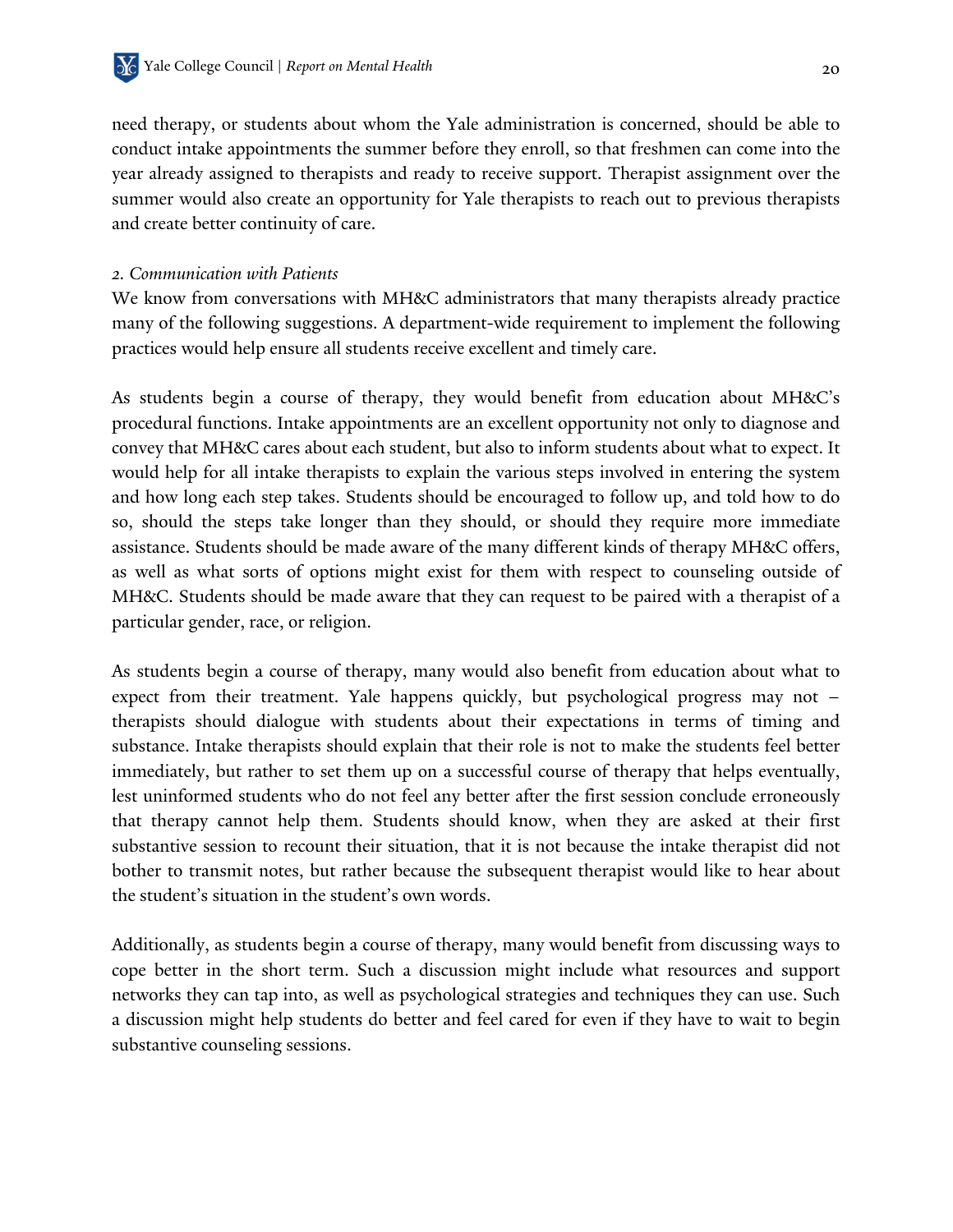need therapy, or students about whom the Yale administration is concerned, should be able to conduct intake appointments the summer before they enroll, so that freshmen can come into the year already assigned to therapists and ready to receive support. Therapist assignment over the summer would also create an opportunity for Yale therapists to reach out to previous therapists and create better continuity of care.

*2. Communication with Patients*

We know from conversations with MH&C administrators that many therapists already practice many of the following suggestions. A department-wide requirement to implement the following practices would help ensure all students receive excellent and timely care.

As students begin a course of therapy, they would benefit from education about MH&C's procedural functions. Intake appointments are an excellent opportunity not only to diagnose and convey that MH&C cares about each student, but also to inform students about what to expect. It would help for all intake therapists to explain the various steps involved in entering the system and how long each step takes. Students should be encouraged to follow up, and told how to do so, should the steps take longer than they should, or should they require more immediate assistance. Students should be made aware of the many different kinds of therapy MH&C offers, as well as what sorts of options might exist for them with respect to counseling outside of MH&C. Students should be made aware that they can request to be paired with a therapist of a particular gender, race, or religion.

As students begin a course of therapy, many would also benefit from education about what to expect from their treatment. Yale happens quickly, but psychological progress may not – therapists should dialogue with students about their expectations in terms of timing and substance. Intake therapists should explain that their role is not to make the students feel better immediately, but rather to set them up on a successful course of therapy that helps eventually, lest uninformed students who do not feel any better after the first session conclude erroneously that therapy cannot help them. Students should know, when they are asked at their first substantive session to recount their situation, that it is not because the intake therapist did not bother to transmit notes, but rather because the subsequent therapist would like to hear about the student's situation in the student's own words.

Additionally, as students begin a course of therapy, many would benefit from discussing ways to cope better in the short term. Such a discussion might include what resources and support networks they can tap into, as well as psychological strategies and techniques they can use. Such a discussion might help students do better and feel cared for even if they have to wait to begin substantive counseling sessions.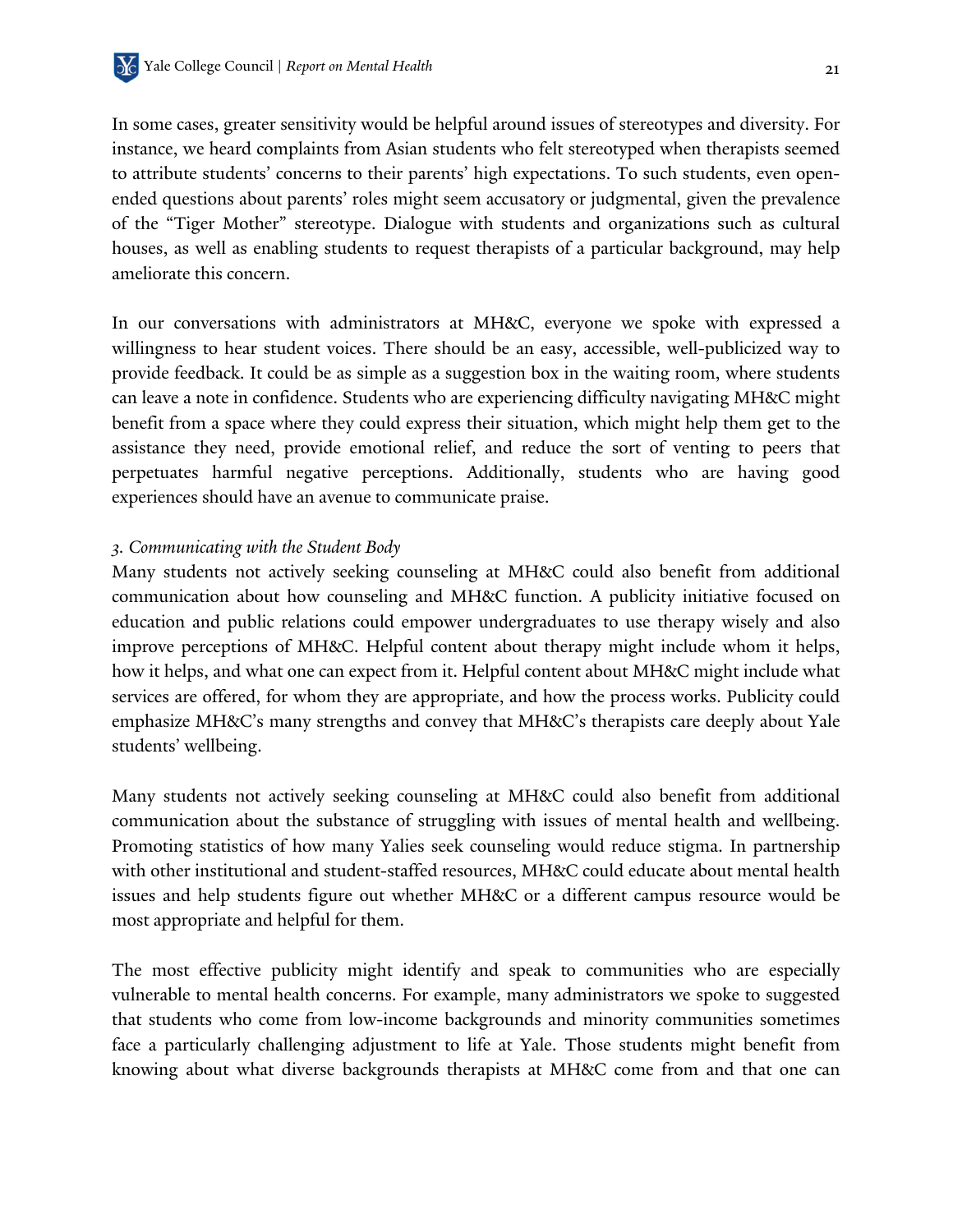In some cases, greater sensitivity would be helpful around issues of stereotypes and diversity. For instance, we heard complaints from Asian students who felt stereotyped when therapists seemed to attribute students' concerns to their parents' high expectations. To such students, even open-ended questions about parents' roles might seem accusatory or judgmental, given the prevalence of the "Tiger Mother" stereotype. Dialogue with students and organizations such as cultural houses, as well as enabling students to request therapists of a particular background, may help ameliorate this concern.

In our conversations with administrators at MH&C, everyone we spoke with expressed a willingness to hear student voices. There should be an easy, accessible, well-publicized way to provide feedback. It could be as simple as a suggestion box in the waiting room, where students can leave a note in confidence. Students who are experiencing difficulty navigating MH&C might benefit from a space where they could express their situation, which might help them get to the assistance they need, provide emotional relief, and reduce the sort of venting to peers that perpetuates harmful negative perceptions. Additionally, students who are having good experiences should have an avenue to communicate praise.

*3. Communicating with the Student Body*

Many students not actively seeking counseling at MH&C could also benefit from additional communication about how counseling and MH&C function. A publicity initiative focused on education and public relations could empower undergraduates to use therapy wisely and also improve perceptions of MH&C. Helpful content about therapy might include whom it helps, how it helps, and what one can expect from it. Helpful content about MH&C might include what services are offered, for whom they are appropriate, and how the process works. Publicity could emphasize MH&C's many strengths and convey that MH&C's therapists care deeply about Yale students' wellbeing.

Many students not actively seeking counseling at MH&C could also benefit from additional communication about the substance of struggling with issues of mental health and wellbeing. Promoting statistics of how many Yalies seek counseling would reduce stigma. In partnership with other institutional and student-staffed resources, MH&C could educate about mental health issues and help students figure out whether MH&C or a different campus resource would be most appropriate and helpful for them.

The most effective publicity might identify and speak to communities who are especially vulnerable to mental health concerns. For example, many administrators we spoke to suggested that students who come from low-income backgrounds and minority communities sometimes face a particularly challenging adjustment to life at Yale. Those students might benefit from knowing about what diverse backgrounds therapists at MH&C come from and that one can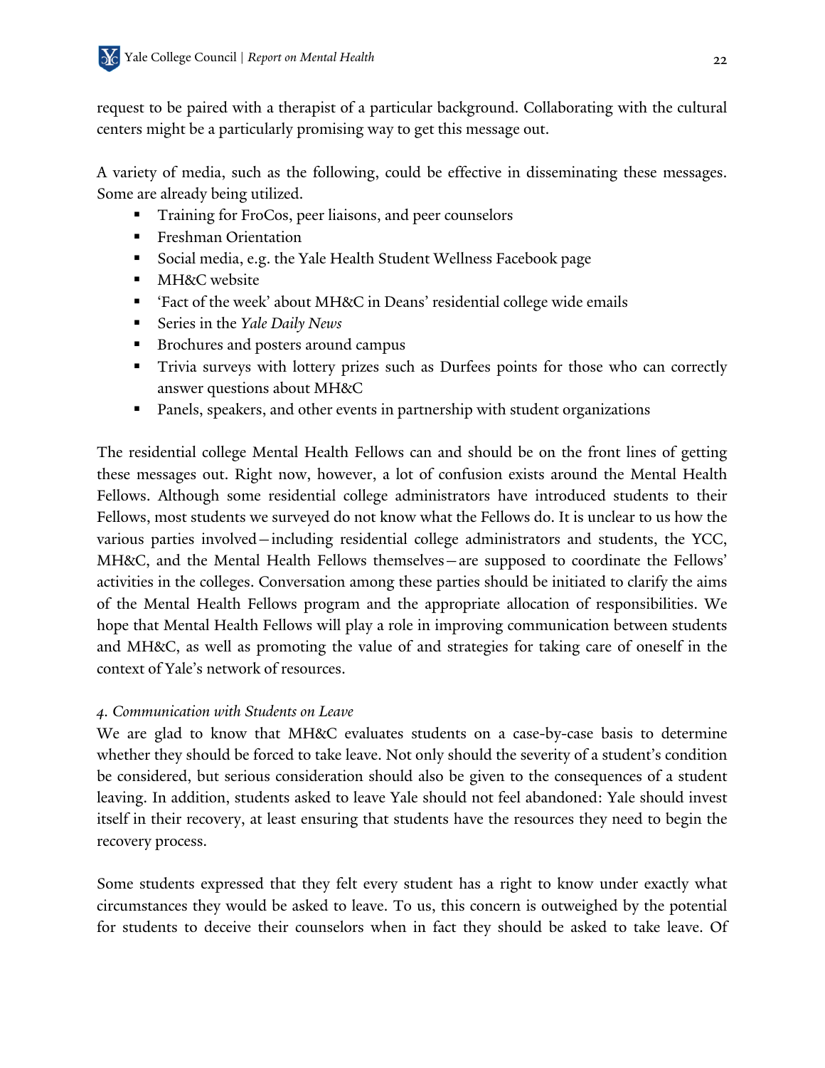request to be paired with a therapist of a particular background. Collaborating with the cultural centers might be a particularly promising way to get this message out.

A variety of media, such as the following, could be effective in disseminating these messages. Some are already being utilized.

- Training for FroCos, peer liaisons, and peer counselors
- Freshman Orientation
- Social media, e.g. the Yale Health Student Wellness Facebook page
- MH&C website
- 'Fact of the week' about MH&C in Deans' residential college wide emails
- Series in the *Yale Daily News*
- Brochures and posters around campus
- Trivia surveys with lottery prizes such as Durfees points for those who can correctly answer questions about MH&C
- Panels, speakers, and other events in partnership with student organizations

The residential college Mental Health Fellows can and should be on the front lines of getting these messages out. Right now, however, a lot of confusion exists around the Mental Health Fellows. Although some residential college administrators have introduced students to their Fellows, most students we surveyed do not know what the Fellows do. It is unclear to us how the various parties involved—including residential college administrators and students, the YCC, MH&C, and the Mental Health Fellows themselves—are supposed to coordinate the Fellows' activities in the colleges. Conversation among these parties should be initiated to clarify the aims of the Mental Health Fellows program and the appropriate allocation of responsibilities. We hope that Mental Health Fellows will play a role in improving communication between students and MH&C, as well as promoting the value of and strategies for taking care of oneself in the context of Yale's network of resources.

*4. Communication with Students on Leave*

We are glad to know that MH&C evaluates students on a case-by-case basis to determine whether they should be forced to take leave. Not only should the severity of a student's condition be considered, but serious consideration should also be given to the consequences of a student leaving. In addition, students asked to leave Yale should not feel abandoned: Yale should invest itself in their recovery, at least ensuring that students have the resources they need to begin the recovery process.

Some students expressed that they felt every student has a right to know under exactly what circumstances they would be asked to leave. To us, this concern is outweighed by the potential for students to deceive their counselors when in fact they should be asked to take leave. Of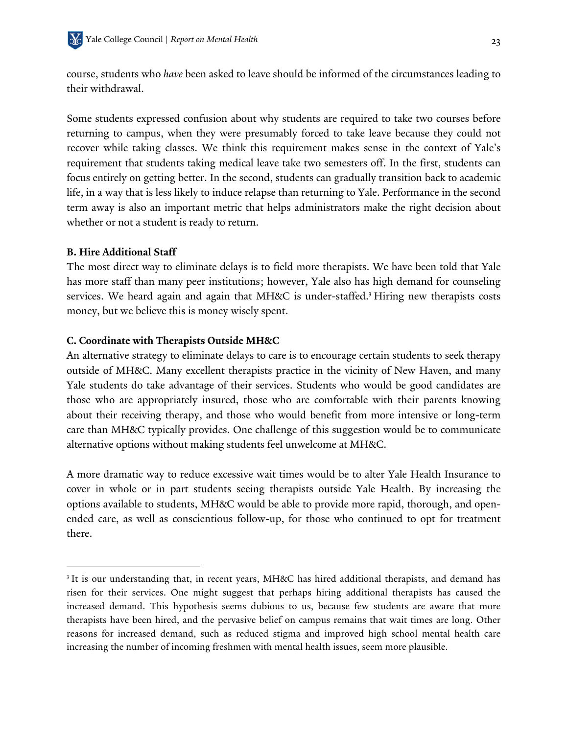course, students who *have* been asked to leave should be informed of the circumstances leading to their withdrawal.

Some students expressed confusion about why students are required to take two courses before returning to campus, when they were presumably forced to take leave because they could not recover while taking classes. We think this requirement makes sense in the context of Yale's requirement that students taking medical leave take two semesters off. In the first, students can focus entirely on getting better. In the second, students can gradually transition back to academic life, in a way that is less likely to induce relapse than returning to Yale. Performance in the second term away is also an important metric that helps administrators make the right decision about whether or not a student is ready to return.

**B. Hire Additional Staff**

The most direct way to eliminate delays is to field more therapists. We have been told that Yale has more staff than many peer institutions; however, Yale also has high demand for counseling services. We heard again and again that MH&C is under-staffed.[3] Hiring new therapists costs money, but we believe this is money wisely spent.

**C. Coordinate with Therapists Outside MH&C**

An alternative strategy to eliminate delays to care is to encourage certain students to seek therapy outside of MH&C. Many excellent therapists practice in the vicinity of New Haven, and many Yale students do take advantage of their services. Students who would be good candidates are those who are appropriately insured, those who are comfortable with their parents knowing about their receiving therapy, and those who would benefit from more intensive or long-term care than MH&C typically provides. One challenge of this suggestion would be to communicate alternative options without making students feel unwelcome at MH&C.

A more dramatic way to reduce excessive wait times would be to alter Yale Health Insurance to cover in whole or in part students seeing therapists outside Yale Health. By increasing the options available to students, MH&C would be able to provide more rapid, thorough, and open-ended care, as well as conscientious follow-up, for those who continued to opt for treatment there.

---

[3] It is our understanding that, in recent years, MH&C has hired additional therapists, and demand has risen for their services. One might suggest that perhaps hiring additional therapists has caused the increased demand. This hypothesis seems dubious to us, because few students are aware that more therapists have been hired, and the pervasive belief on campus remains that wait times are long. Other reasons for increased demand, such as reduced stigma and improved high school mental health care increasing the number of incoming freshmen with mental health issues, seem more plausible.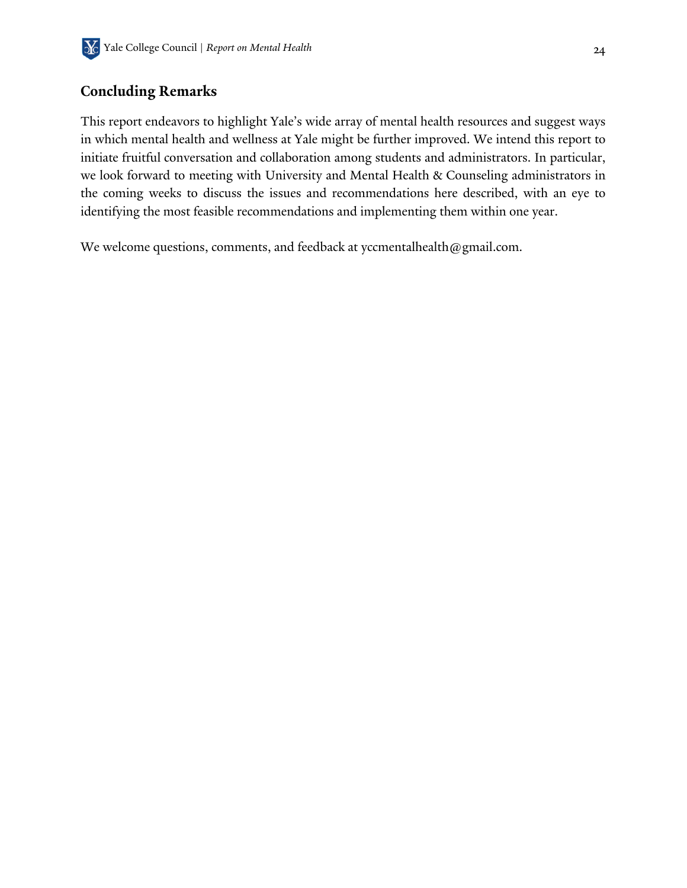## Concluding Remarks

This report endeavors to highlight Yale's wide array of mental health resources and suggest ways in which mental health and wellness at Yale might be further improved. We intend this report to initiate fruitful conversation and collaboration among students and administrators. In particular, we look forward to meeting with University and Mental Health & Counseling administrators in the coming weeks to discuss the issues and recommendations here described, with an eye to identifying the most feasible recommendations and implementing them within one year.

We welcome questions, comments, and feedback at yccmentalhealth@gmail.com.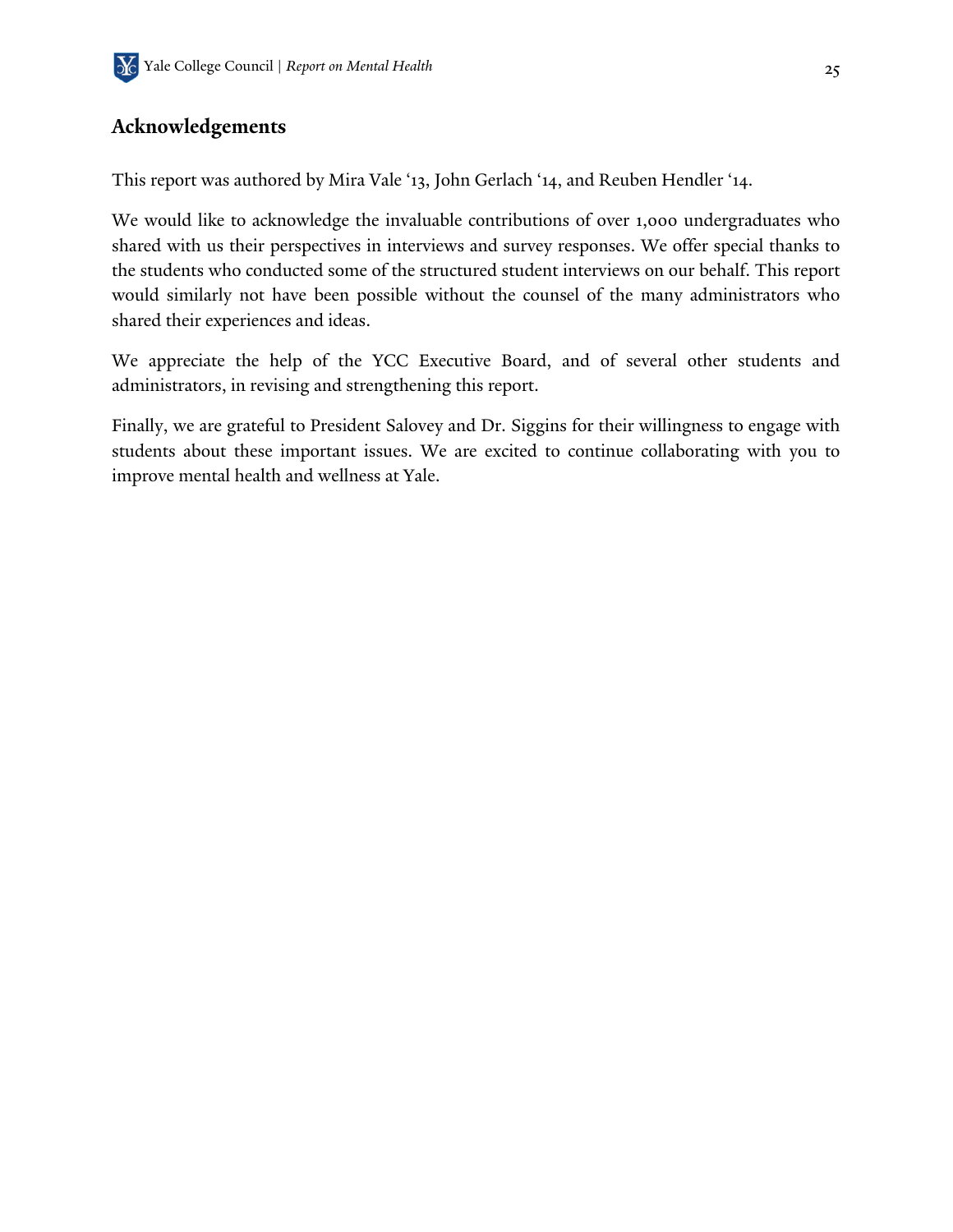## Acknowledgements

This report was authored by Mira Vale '13, John Gerlach '14, and Reuben Hendler '14.

We would like to acknowledge the invaluable contributions of over 1,000 undergraduates who shared with us their perspectives in interviews and survey responses. We offer special thanks to the students who conducted some of the structured student interviews on our behalf. This report would similarly not have been possible without the counsel of the many administrators who shared their experiences and ideas.

We appreciate the help of the YCC Executive Board, and of several other students and administrators, in revising and strengthening this report.

Finally, we are grateful to President Salovey and Dr. Siggins for their willingness to engage with students about these important issues. We are excited to continue collaborating with you to improve mental health and wellness at Yale.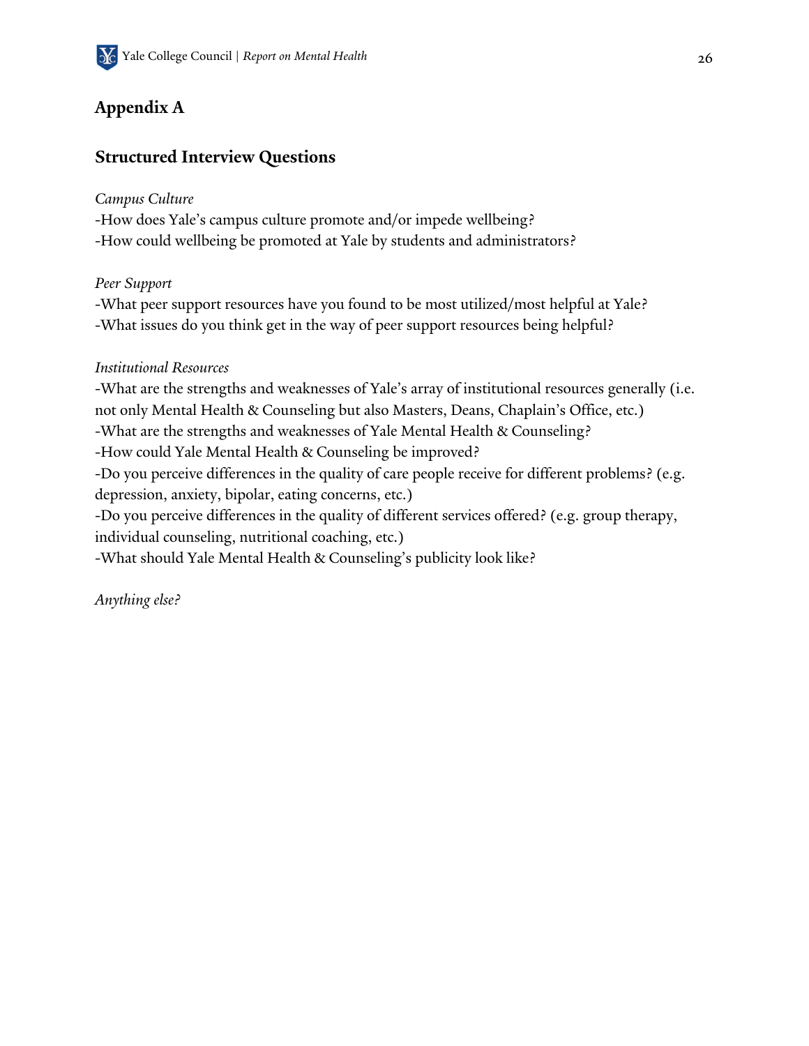# Appendix A

## Structured Interview Questions

*Campus Culture*

-How does Yale's campus culture promote and/or impede wellbeing?
-How could wellbeing be promoted at Yale by students and administrators?

*Peer Support*

-What peer support resources have you found to be most utilized/most helpful at Yale?
-What issues do you think get in the way of peer support resources being helpful?

*Institutional Resources*

-What are the strengths and weaknesses of Yale's array of institutional resources generally (i.e. not only Mental Health & Counseling but also Masters, Deans, Chaplain's Office, etc.)
-What are the strengths and weaknesses of Yale Mental Health & Counseling?
-How could Yale Mental Health & Counseling be improved?
-Do you perceive differences in the quality of care people receive for different problems? (e.g. depression, anxiety, bipolar, eating concerns, etc.)
-Do you perceive differences in the quality of different services offered? (e.g. group therapy, individual counseling, nutritional coaching, etc.)
-What should Yale Mental Health & Counseling's publicity look like?

*Anything else?*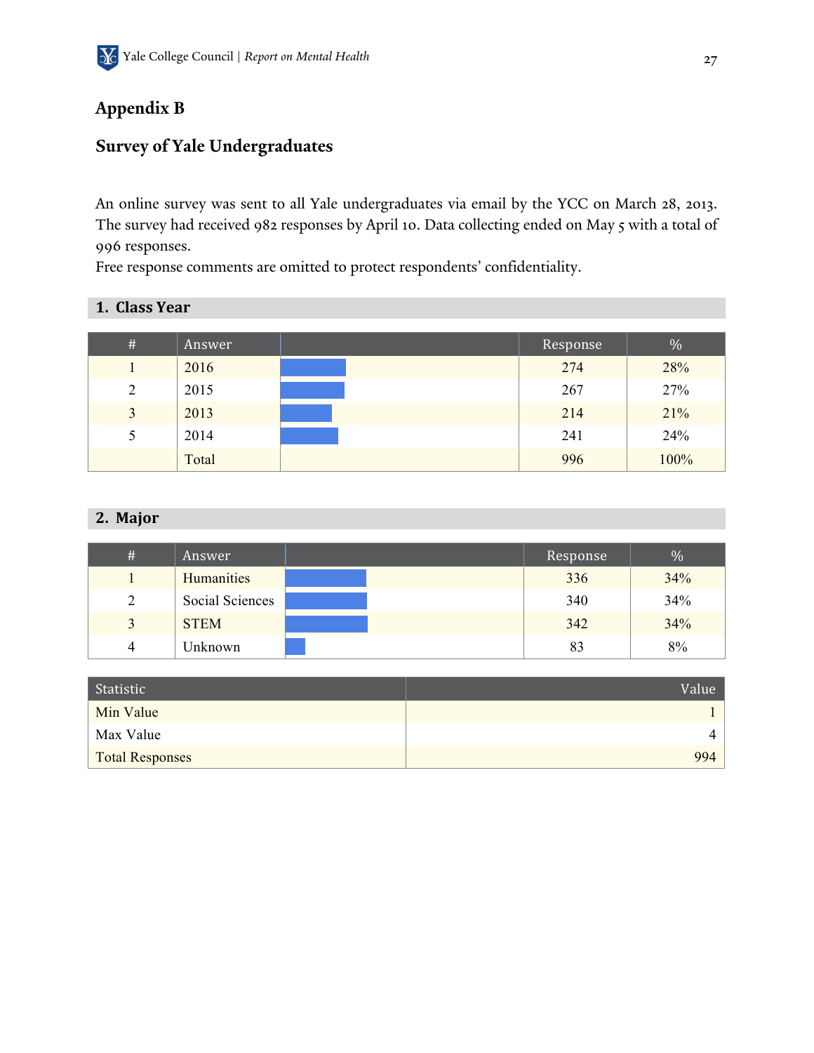## Appendix B

## Survey of Yale Undergraduates

An online survey was sent to all Yale undergraduates via email by the YCC on March 28, 2013. The survey had received 982 responses by April 10. Data collecting ended on May 5 with a total of 996 responses.
Free response comments are omitted to protect respondents' confidentiality.

### 1. Class Year

| # | Answer | | Response | % |
|---|---|---|---|---|
| 1 | 2016 | | 274 | 28% |
| 2 | 2015 | | 267 | 27% |
| 3 | 2013 | | 214 | 21% |
| 5 | 2014 | | 241 | 24% |
| | Total | | 996 | 100% |

### 2. Major

| # | Answer | | Response | % |
|---|---|---|---|---|
| 1 | Humanities | | 336 | 34% |
| 2 | Social Sciences | | 340 | 34% |
| 3 | STEM | | 342 | 34% |
| 4 | Unknown | | 83 | 8% |

| Statistic | Value |
|---|---|
| Min Value | 1 |
| Max Value | 4 |
| Total Responses | 994 |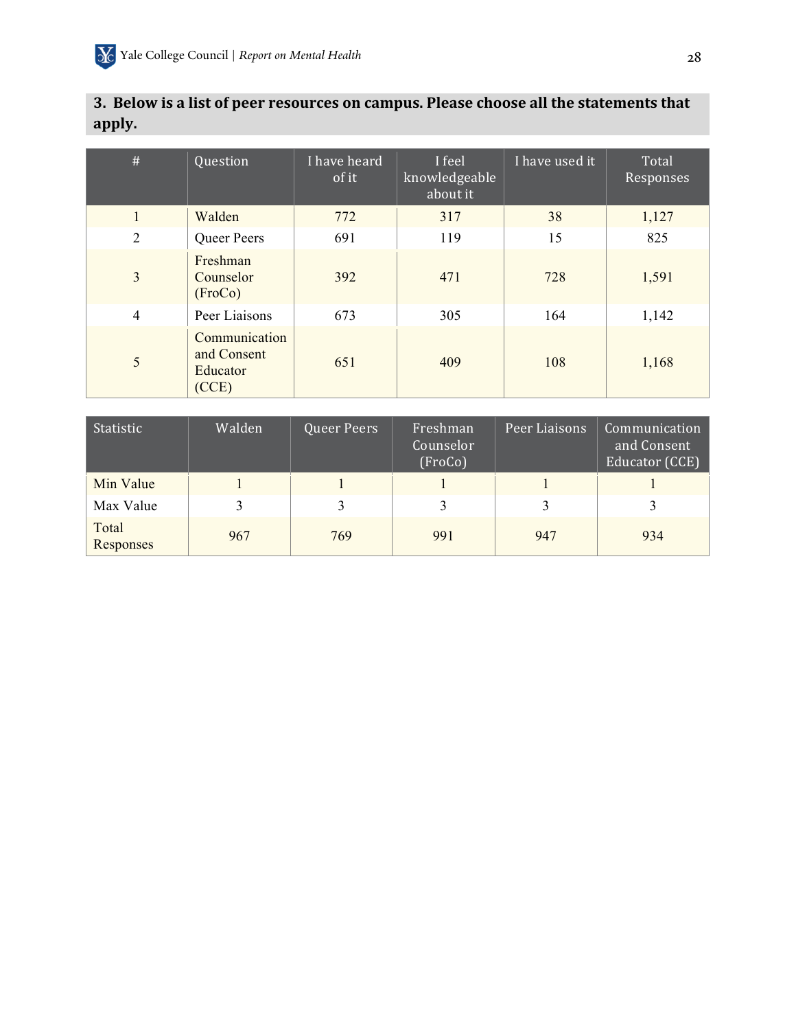### 3. Below is a list of peer resources on campus. Please choose all the statements that apply.

| # | Question | I have heard of it | I feel knowledgeable about it | I have used it | Total Responses |
|---|---|---|---|---|---|
| 1 | Walden | 772 | 317 | 38 | 1,127 |
| 2 | Queer Peers | 691 | 119 | 15 | 825 |
| 3 | Freshman Counselor (FroCo) | 392 | 471 | 728 | 1,591 |
| 4 | Peer Liaisons | 673 | 305 | 164 | 1,142 |
| 5 | Communication and Consent Educator (CCE) | 651 | 409 | 108 | 1,168 |

| Statistic | Walden | Queer Peers | Freshman Counselor (FroCo) | Peer Liaisons | Communication and Consent Educator (CCE) |
|---|---|---|---|---|---|
| Min Value | 1 | 1 | 1 | 1 | 1 |
| Max Value | 3 | 3 | 3 | 3 | 3 |
| Total Responses | 967 | 769 | 991 | 947 | 934 |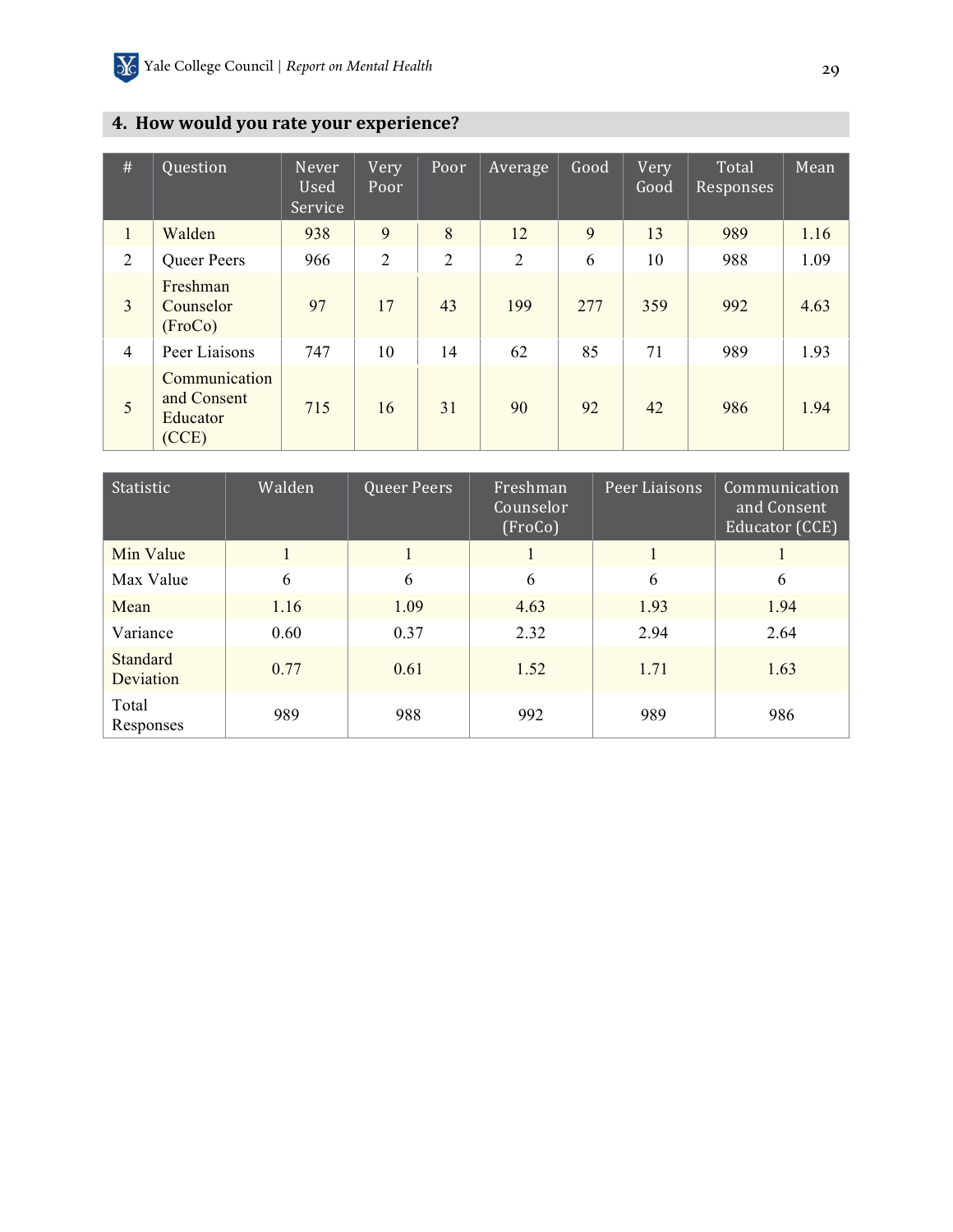### 4. How would you rate your experience?

| # | Question | Never Used Service | Very Poor | Poor | Average | Good | Very Good | Total Responses | Mean |
|---|---|---|---|---|---|---|---|---|---|
| 1 | Walden | 938 | 9 | 8 | 12 | 9 | 13 | 989 | 1.16 |
| 2 | Queer Peers | 966 | 2 | 2 | 2 | 6 | 10 | 988 | 1.09 |
| 3 | Freshman Counselor (FroCo) | 97 | 17 | 43 | 199 | 277 | 359 | 992 | 4.63 |
| 4 | Peer Liaisons | 747 | 10 | 14 | 62 | 85 | 71 | 989 | 1.93 |
| 5 | Communication and Consent Educator (CCE) | 715 | 16 | 31 | 90 | 92 | 42 | 986 | 1.94 |

| Statistic | Walden | Queer Peers | Freshman Counselor (FroCo) | Peer Liaisons | Communication and Consent Educator (CCE) |
|---|---|---|---|---|---|
| Min Value | 1 | 1 | 1 | 1 | 1 |
| Max Value | 6 | 6 | 6 | 6 | 6 |
| Mean | 1.16 | 1.09 | 4.63 | 1.93 | 1.94 |
| Variance | 0.60 | 0.37 | 2.32 | 2.94 | 2.64 |
| Standard Deviation | 0.77 | 0.61 | 1.52 | 1.71 | 1.63 |
| Total Responses | 989 | 988 | 992 | 989 | 986 |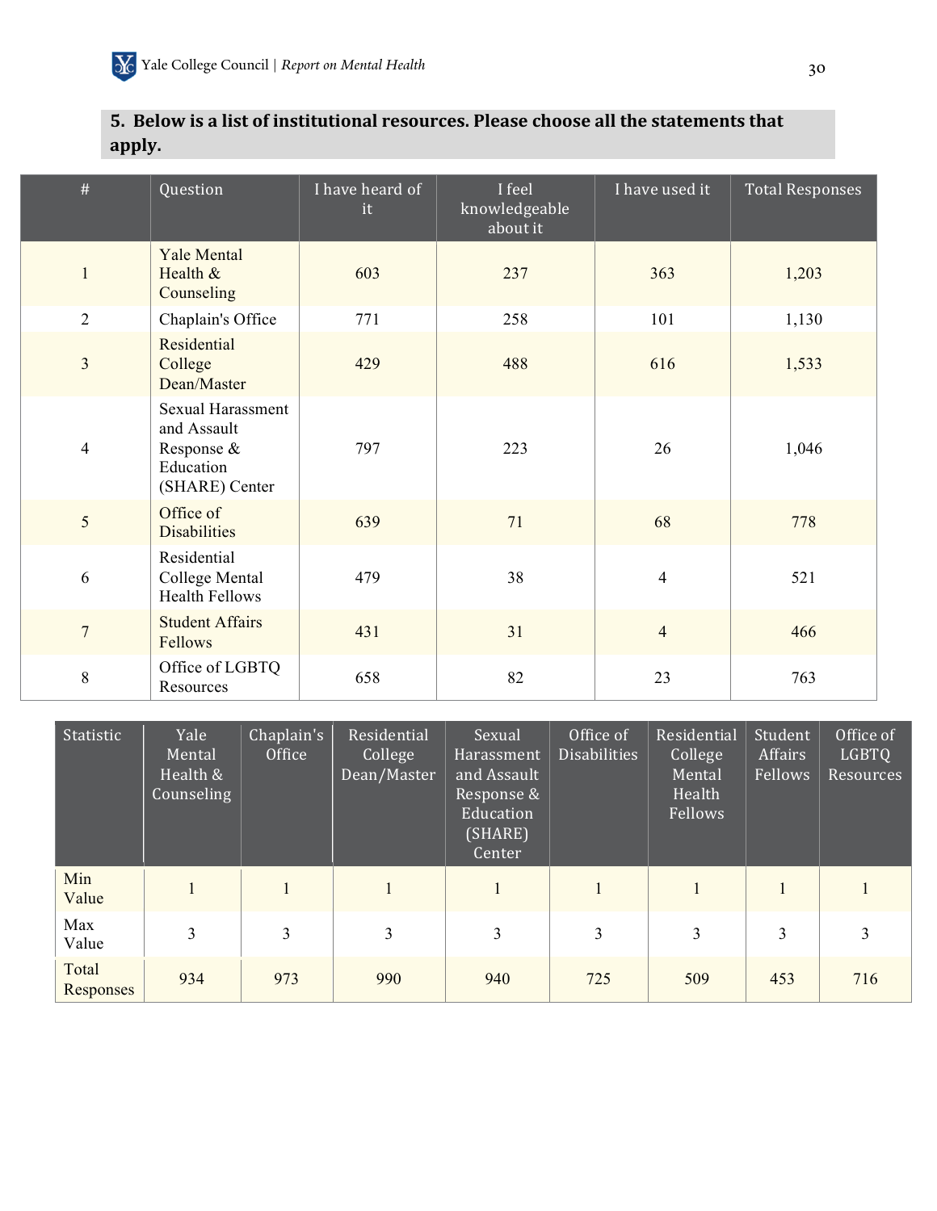### 5. Below is a list of institutional resources. Please choose all the statements that apply.

| # | Question | I have heard of it | I feel knowledgeable about it | I have used it | Total Responses |
|---|---|---|---|---|---|
| 1 | Yale Mental Health & Counseling | 603 | 237 | 363 | 1,203 |
| 2 | Chaplain's Office | 771 | 258 | 101 | 1,130 |
| 3 | Residential College Dean/Master | 429 | 488 | 616 | 1,533 |
| 4 | Sexual Harassment and Assault Response & Education (SHARE) Center | 797 | 223 | 26 | 1,046 |
| 5 | Office of Disabilities | 639 | 71 | 68 | 778 |
| 6 | Residential College Mental Health Fellows | 479 | 38 | 4 | 521 |
| 7 | Student Affairs Fellows | 431 | 31 | 4 | 466 |
| 8 | Office of LGBTQ Resources | 658 | 82 | 23 | 763 |

| Statistic | Yale Mental Health & Counseling | Chaplain's Office | Residential College Dean/Master | Sexual Harassment and Assault Response & Education (SHARE) Center | Office of Disabilities | Residential College Mental Health Fellows | Student Affairs Fellows | Office of LGBTQ Resources |
|---|---|---|---|---|---|---|---|---|
| Min Value | 1 | 1 | 1 | 1 | 1 | 1 | 1 | 1 |
| Max Value | 3 | 3 | 3 | 3 | 3 | 3 | 3 | 3 |
| Total Responses | 934 | 973 | 990 | 940 | 725 | 509 | 453 | 716 |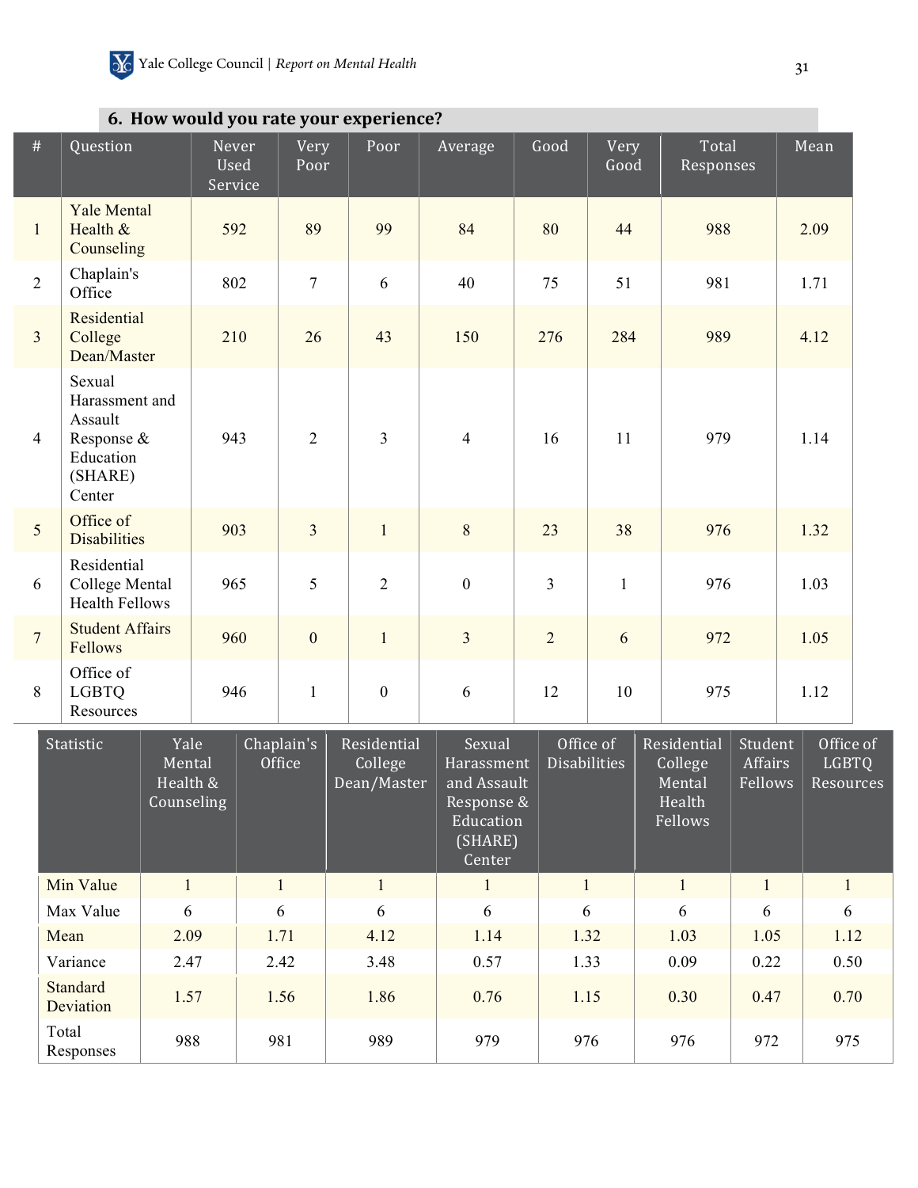### 6. How would you rate your experience?

| # | Question | Never Used Service | Very Poor | Poor | Average | Good | Very Good | Total Responses | Mean |
|---|---|---|---|---|---|---|---|---|---|
| 1 | Yale Mental Health & Counseling | 592 | 89 | 99 | 84 | 80 | 44 | 988 | 2.09 |
| 2 | Chaplain's Office | 802 | 7 | 6 | 40 | 75 | 51 | 981 | 1.71 |
| 3 | Residential College Dean/Master | 210 | 26 | 43 | 150 | 276 | 284 | 989 | 4.12 |
| 4 | Sexual Harassment and Assault Response & Education (SHARE) Center | 943 | 2 | 3 | 4 | 16 | 11 | 979 | 1.14 |
| 5 | Office of Disabilities | 903 | 3 | 1 | 8 | 23 | 38 | 976 | 1.32 |
| 6 | Residential College Mental Health Fellows | 965 | 5 | 2 | 0 | 3 | 1 | 976 | 1.03 |
| 7 | Student Affairs Fellows | 960 | 0 | 1 | 3 | 2 | 6 | 972 | 1.05 |
| 8 | Office of LGBTQ Resources | 946 | 1 | 0 | 6 | 12 | 10 | 975 | 1.12 |

| Statistic | Yale Mental Health & Counseling | Chaplain's Office | Residential College Dean/Master | Sexual Harassment and Assault Response & Education (SHARE) Center | Office of Disabilities | Residential College Mental Health Fellows | Student Affairs Fellows | Office of LGBTQ Resources |
|---|---|---|---|---|---|---|---|---|
| Min Value | 1 | 1 | 1 | 1 | 1 | 1 | 1 | 1 |
| Max Value | 6 | 6 | 6 | 6 | 6 | 6 | 6 | 6 |
| Mean | 2.09 | 1.71 | 4.12 | 1.14 | 1.32 | 1.03 | 1.05 | 1.12 |
| Variance | 2.47 | 2.42 | 3.48 | 0.57 | 1.33 | 0.09 | 0.22 | 0.50 |
| Standard Deviation | 1.57 | 1.56 | 1.86 | 0.76 | 1.15 | 0.30 | 0.47 | 0.70 |
| Total Responses | 988 | 981 | 989 | 979 | 976 | 976 | 972 | 975 |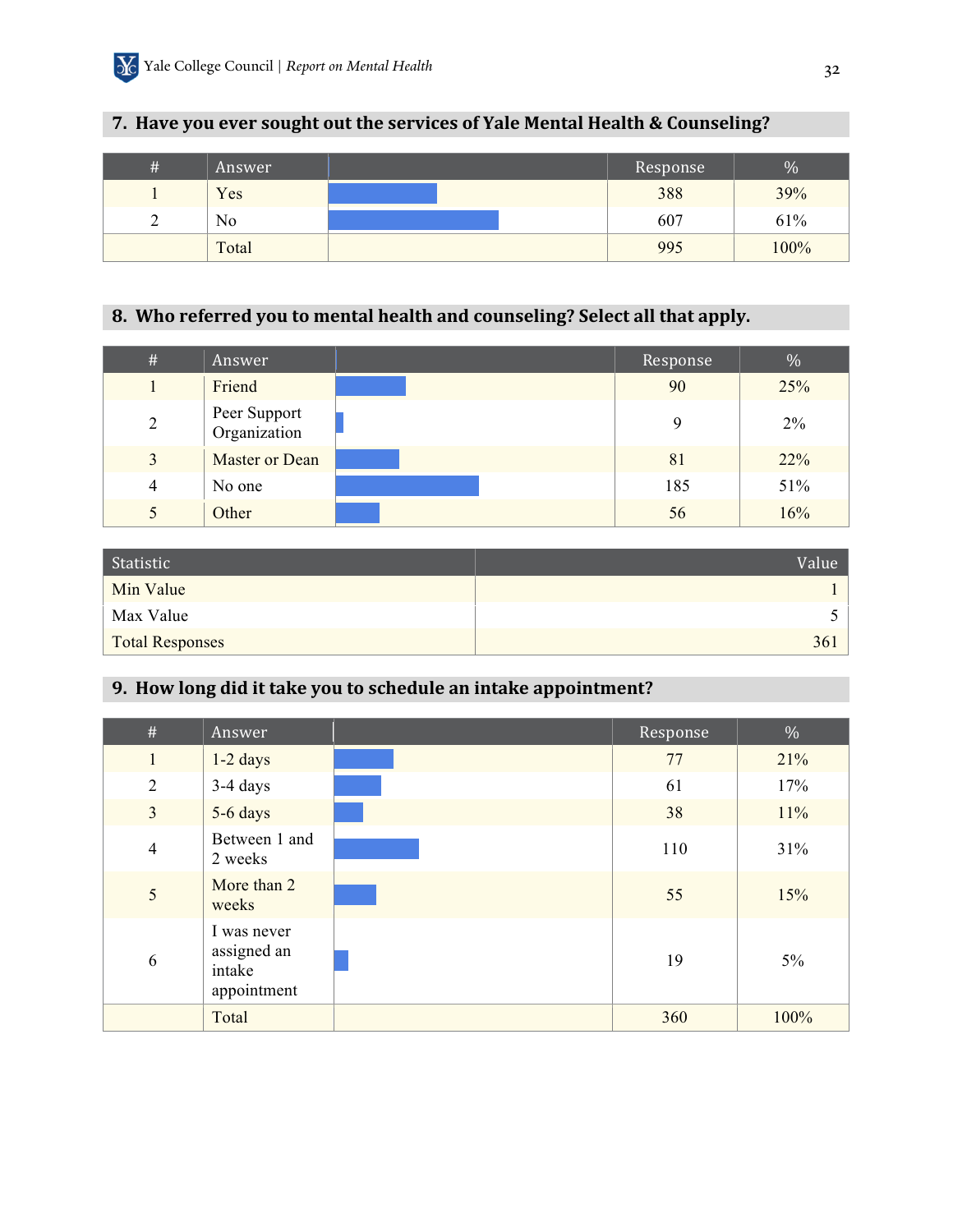## 7. Have you ever sought out the services of Yale Mental Health & Counseling?

| # | Answer | | Response | % |
|---|---|---|---|---|
| 1 | Yes | | 388 | 39% |
| 2 | No | | 607 | 61% |
| | Total | | 995 | 100% |

## 8. Who referred you to mental health and counseling? Select all that apply.

| # | Answer | | Response | % |
|---|---|---|---|---|
| 1 | Friend | | 90 | 25% |
| 2 | Peer Support Organization | | 9 | 2% |
| 3 | Master or Dean | | 81 | 22% |
| 4 | No one | | 185 | 51% |
| 5 | Other | | 56 | 16% |

| Statistic | Value |
|---|---|
| Min Value | 1 |
| Max Value | 5 |
| Total Responses | 361 |

## 9. How long did it take you to schedule an intake appointment?

| # | Answer | | Response | % |
|---|---|---|---|---|
| 1 | 1-2 days | | 77 | 21% |
| 2 | 3-4 days | | 61 | 17% |
| 3 | 5-6 days | | 38 | 11% |
| 4 | Between 1 and 2 weeks | | 110 | 31% |
| 5 | More than 2 weeks | | 55 | 15% |
| 6 | I was never assigned an intake appointment | | 19 | 5% |
| | Total | | 360 | 100% |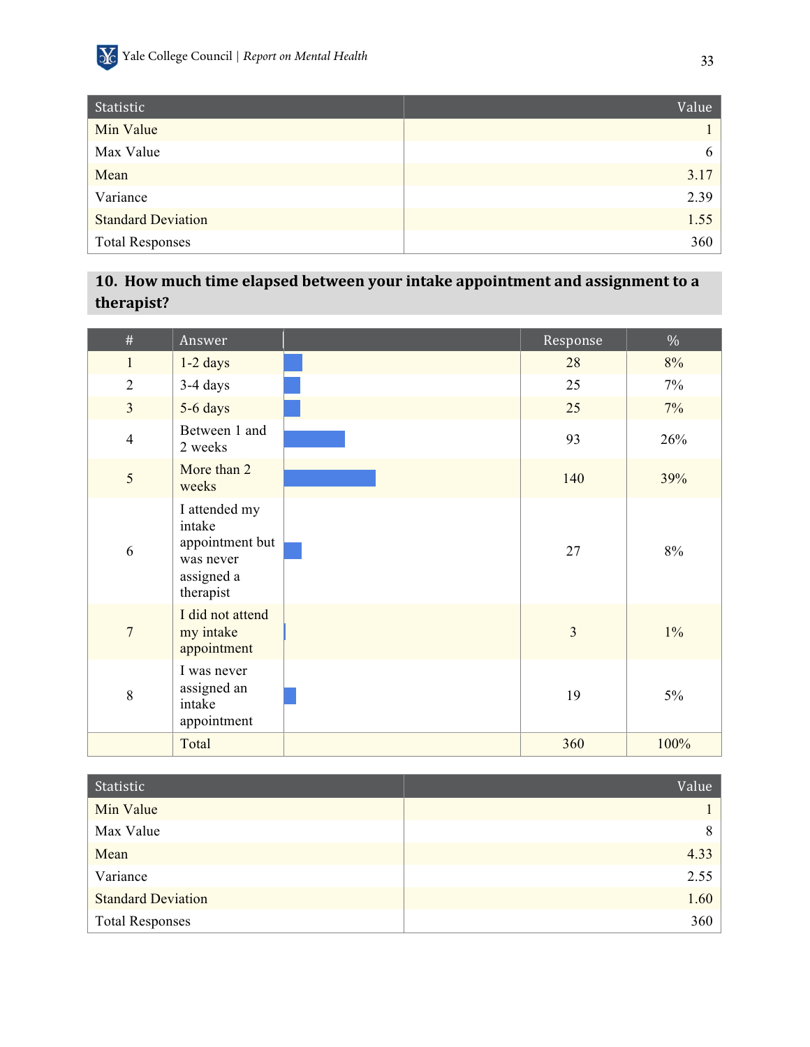| Statistic | Value |
|---|---|
| Min Value | 1 |
| Max Value | 6 |
| Mean | 3.17 |
| Variance | 2.39 |
| Standard Deviation | 1.55 |
| Total Responses | 360 |

### 10. How much time elapsed between your intake appointment and assignment to a therapist?

| # | Answer | | Response | % |
|---|---|---|---|---|
| 1 | 1-2 days | | 28 | 8% |
| 2 | 3-4 days | | 25 | 7% |
| 3 | 5-6 days | | 25 | 7% |
| 4 | Between 1 and 2 weeks | | 93 | 26% |
| 5 | More than 2 weeks | | 140 | 39% |
| 6 | I attended my intake appointment but was never assigned a therapist | | 27 | 8% |
| 7 | I did not attend my intake appointment | | 3 | 1% |
| 8 | I was never assigned an intake appointment | | 19 | 5% |
| | Total | | 360 | 100% |

| Statistic | Value |
|---|---|
| Min Value | 1 |
| Max Value | 8 |
| Mean | 4.33 |
| Variance | 2.55 |
| Standard Deviation | 1.60 |
| Total Responses | 360 |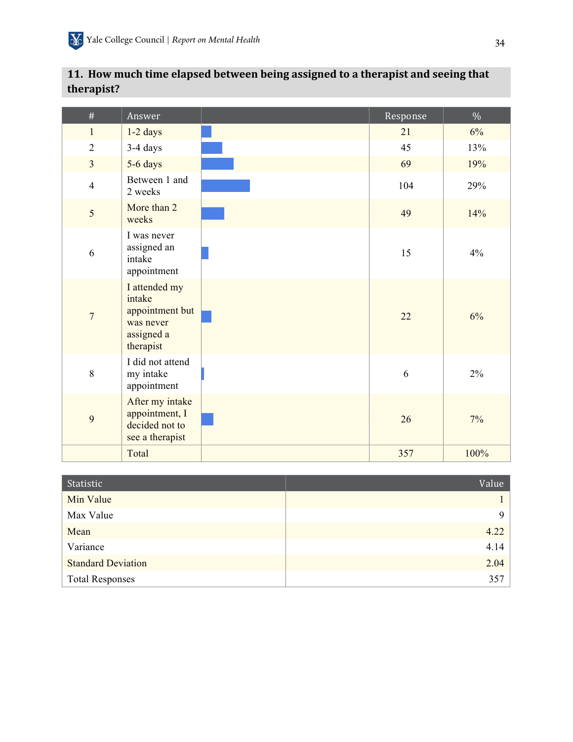## 11. How much time elapsed between being assigned to a therapist and seeing that therapist?

| # | Answer | | Response | % |
|---|---|---|---|---|
| 1 | 1-2 days | | 21 | 6% |
| 2 | 3-4 days | | 45 | 13% |
| 3 | 5-6 days | | 69 | 19% |
| 4 | Between 1 and 2 weeks | | 104 | 29% |
| 5 | More than 2 weeks | | 49 | 14% |
| 6 | I was never assigned an intake appointment | | 15 | 4% |
| 7 | I attended my intake appointment but was never assigned a therapist | | 22 | 6% |
| 8 | I did not attend my intake appointment | | 6 | 2% |
| 9 | After my intake appointment, I decided not to see a therapist | | 26 | 7% |
| | Total | | 357 | 100% |

| Statistic | Value |
|---|---|
| Min Value | 1 |
| Max Value | 9 |
| Mean | 4.22 |
| Variance | 4.14 |
| Standard Deviation | 2.04 |
| Total Responses | 357 |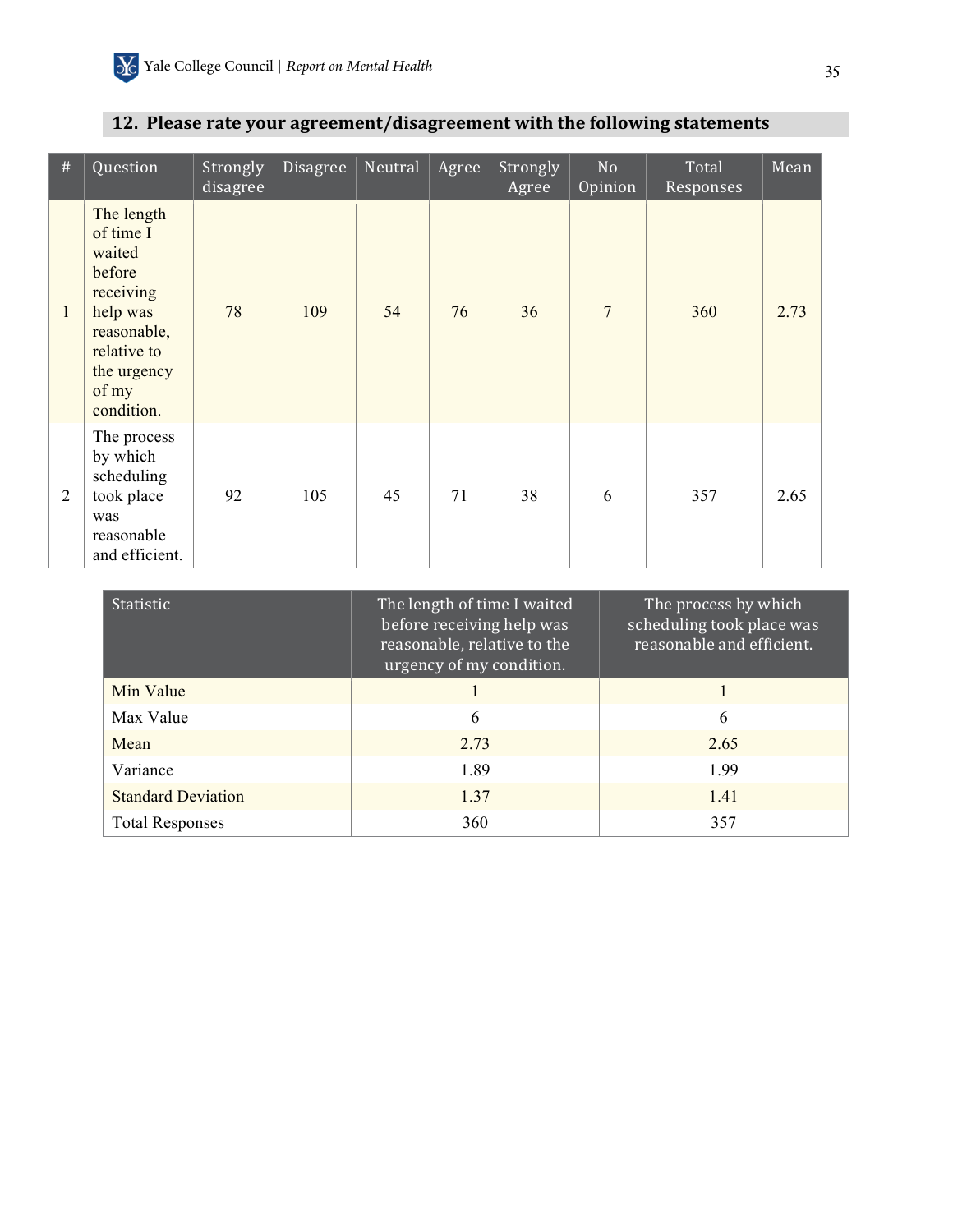## 12. Please rate your agreement/disagreement with the following statements

| # | Question | Strongly disagree | Disagree | Neutral | Agree | Strongly Agree | No Opinion | Total Responses | Mean |
|---|---|---|---|---|---|---|---|---|---|
| 1 | The length of time I waited before receiving help was reasonable, relative to the urgency of my condition. | 78 | 109 | 54 | 76 | 36 | 7 | 360 | 2.73 |
| 2 | The process by which scheduling took place was reasonable and efficient. | 92 | 105 | 45 | 71 | 38 | 6 | 357 | 2.65 |

| Statistic | The length of time I waited before receiving help was reasonable, relative to the urgency of my condition. | The process by which scheduling took place was reasonable and efficient. |
|---|---|---|
| Min Value | 1 | 1 |
| Max Value | 6 | 6 |
| Mean | 2.73 | 2.65 |
| Variance | 1.89 | 1.99 |
| Standard Deviation | 1.37 | 1.41 |
| Total Responses | 360 | 357 |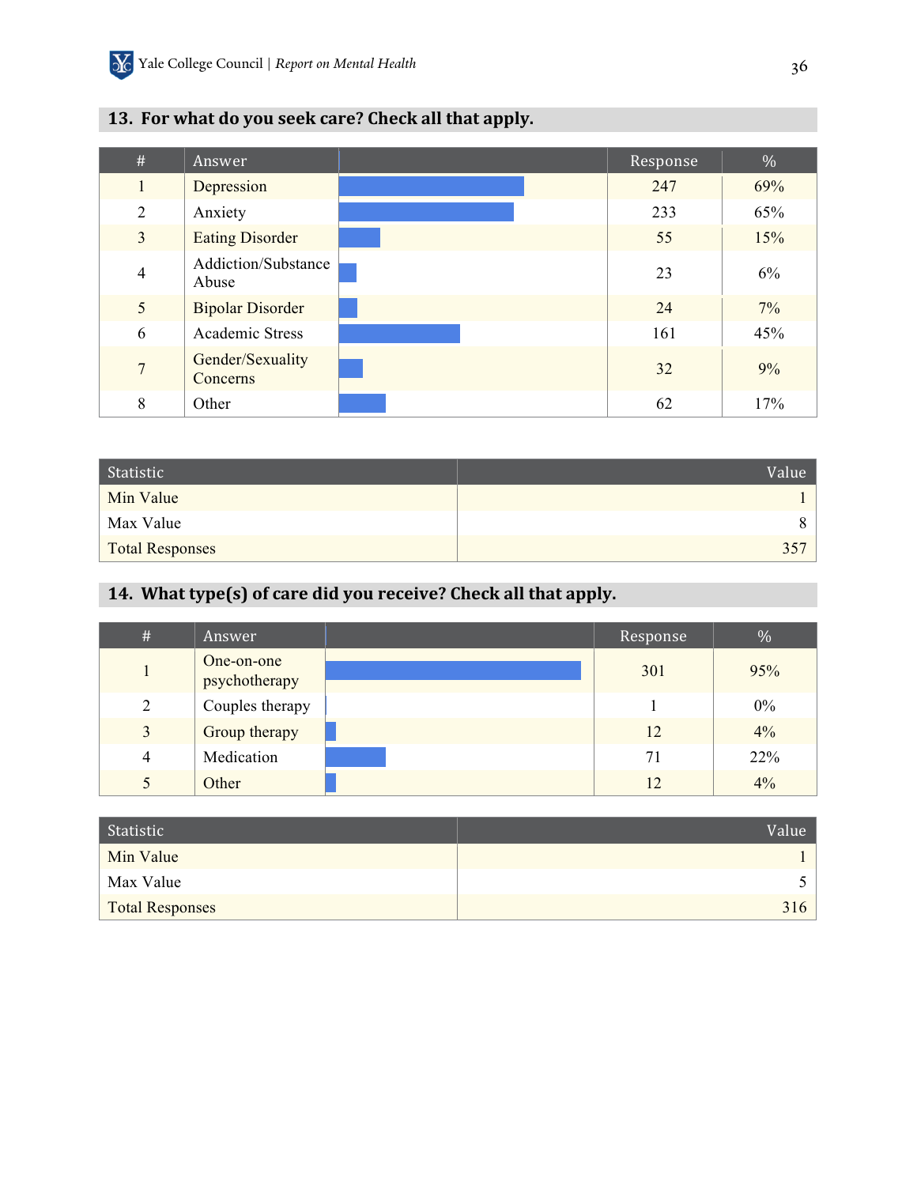### 13. For what do you seek care? Check all that apply.

| # | Answer | | Response | % |
|---|---|---|---|---|
| 1 | Depression | | 247 | 69% |
| 2 | Anxiety | | 233 | 65% |
| 3 | Eating Disorder | | 55 | 15% |
| 4 | Addiction/Substance Abuse | | 23 | 6% |
| 5 | Bipolar Disorder | | 24 | 7% |
| 6 | Academic Stress | | 161 | 45% |
| 7 | Gender/Sexuality Concerns | | 32 | 9% |
| 8 | Other | | 62 | 17% |

| Statistic | Value |
|---|---|
| Min Value | 1 |
| Max Value | 8 |
| Total Responses | 357 |

### 14. What type(s) of care did you receive? Check all that apply.

| # | Answer | | Response | % |
|---|---|---|---|---|
| 1 | One-on-one psychotherapy | | 301 | 95% |
| 2 | Couples therapy | | 1 | 0% |
| 3 | Group therapy | | 12 | 4% |
| 4 | Medication | | 71 | 22% |
| 5 | Other | | 12 | 4% |

| Statistic | Value |
|---|---|
| Min Value | 1 |
| Max Value | 5 |
| Total Responses | 316 |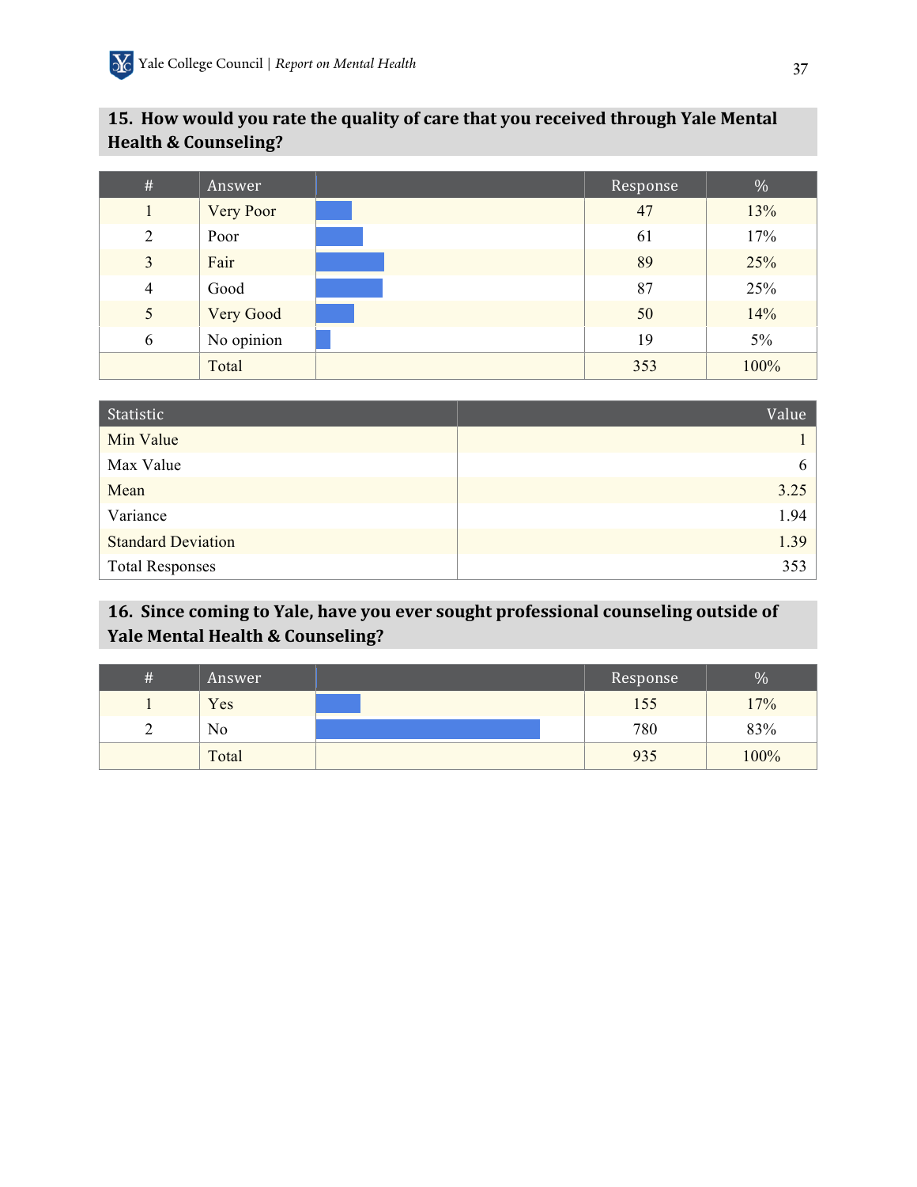### 15. How would you rate the quality of care that you received through Yale Mental Health & Counseling?

| # | Answer | | Response | % |
|---|---|---|---|---|
| 1 | Very Poor | | 47 | 13% |
| 2 | Poor | | 61 | 17% |
| 3 | Fair | | 89 | 25% |
| 4 | Good | | 87 | 25% |
| 5 | Very Good | | 50 | 14% |
| 6 | No opinion | | 19 | 5% |
| | Total | | 353 | 100% |

| Statistic | Value |
|---|---|
| Min Value | 1 |
| Max Value | 6 |
| Mean | 3.25 |
| Variance | 1.94 |
| Standard Deviation | 1.39 |
| Total Responses | 353 |

### 16. Since coming to Yale, have you ever sought professional counseling outside of Yale Mental Health & Counseling?

| # | Answer | | Response | % |
|---|---|---|---|---|
| 1 | Yes | | 155 | 17% |
| 2 | No | | 780 | 83% |
| | Total | | 935 | 100% |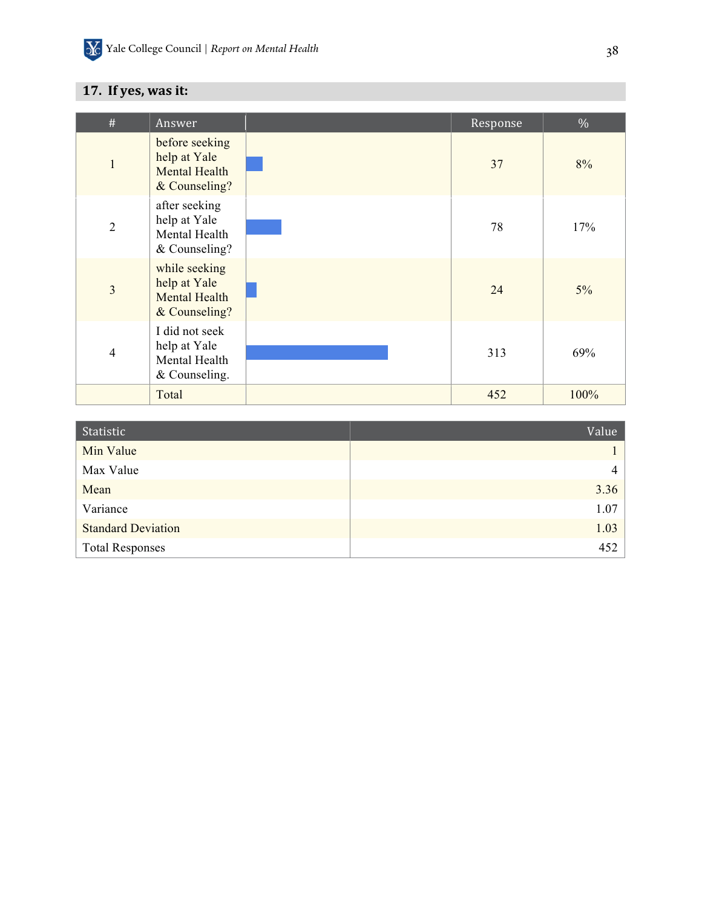## 17. If yes, was it:

| # | Answer | | Response | % |
|---|---|---|---|---|
| 1 | before seeking help at Yale Mental Health & Counseling? | | 37 | 8% |
| 2 | after seeking help at Yale Mental Health & Counseling? | | 78 | 17% |
| 3 | while seeking help at Yale Mental Health & Counseling? | | 24 | 5% |
| 4 | I did not seek help at Yale Mental Health & Counseling. | | 313 | 69% |
| | Total | | 452 | 100% |

| Statistic | Value |
|---|---|
| Min Value | 1 |
| Max Value | 4 |
| Mean | 3.36 |
| Variance | 1.07 |
| Standard Deviation | 1.03 |
| Total Responses | 452 |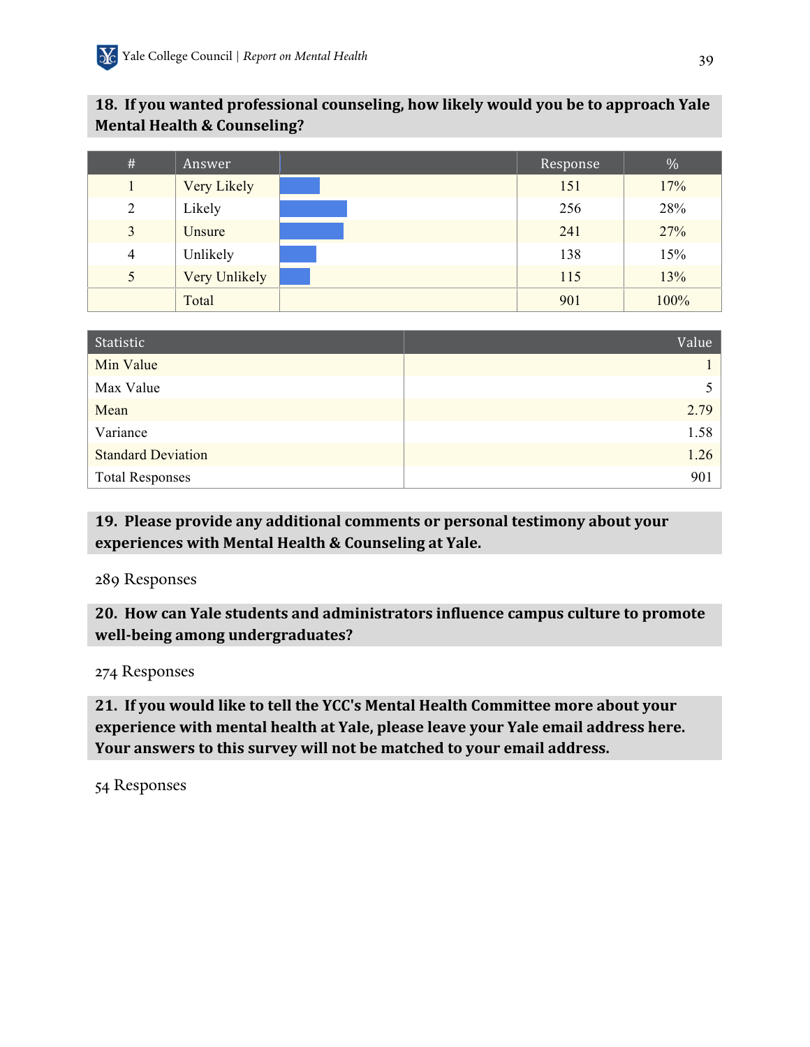### 18. If you wanted professional counseling, how likely would you be to approach Yale Mental Health & Counseling?

| # | Answer | | Response | % |
|---|---|---|---|---|
| 1 | Very Likely | | 151 | 17% |
| 2 | Likely | | 256 | 28% |
| 3 | Unsure | | 241 | 27% |
| 4 | Unlikely | | 138 | 15% |
| 5 | Very Unlikely | | 115 | 13% |
| | Total | | 901 | 100% |

| Statistic | Value |
|---|---|
| Min Value | 1 |
| Max Value | 5 |
| Mean | 2.79 |
| Variance | 1.58 |
| Standard Deviation | 1.26 |
| Total Responses | 901 |

### 19. Please provide any additional comments or personal testimony about your experiences with Mental Health & Counseling at Yale.

289 Responses

### 20. How can Yale students and administrators influence campus culture to promote well-being among undergraduates?

274 Responses

### 21. If you would like to tell the YCC's Mental Health Committee more about your experience with mental health at Yale, please leave your Yale email address here. Your answers to this survey will not be matched to your email address.

54 Responses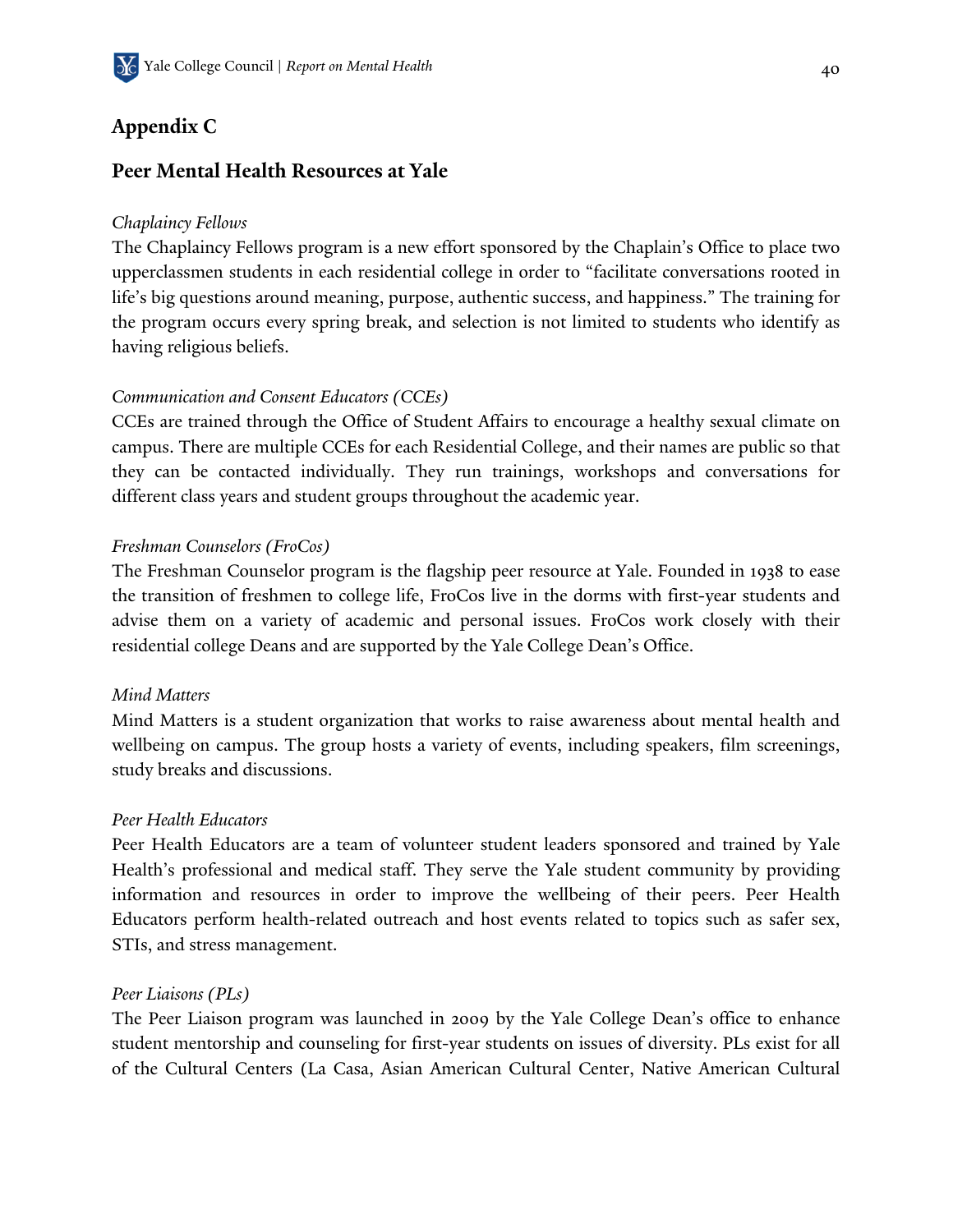## Appendix C

## Peer Mental Health Resources at Yale

*Chaplaincy Fellows*

The Chaplaincy Fellows program is a new effort sponsored by the Chaplain's Office to place two upperclassmen students in each residential college in order to "facilitate conversations rooted in life's big questions around meaning, purpose, authentic success, and happiness." The training for the program occurs every spring break, and selection is not limited to students who identify as having religious beliefs.

*Communication and Consent Educators (CCEs)*

CCEs are trained through the Office of Student Affairs to encourage a healthy sexual climate on campus. There are multiple CCEs for each Residential College, and their names are public so that they can be contacted individually. They run trainings, workshops and conversations for different class years and student groups throughout the academic year.

*Freshman Counselors (FroCos)*

The Freshman Counselor program is the flagship peer resource at Yale. Founded in 1938 to ease the transition of freshmen to college life, FroCos live in the dorms with first-year students and advise them on a variety of academic and personal issues. FroCos work closely with their residential college Deans and are supported by the Yale College Dean's Office.

*Mind Matters*

Mind Matters is a student organization that works to raise awareness about mental health and wellbeing on campus. The group hosts a variety of events, including speakers, film screenings, study breaks and discussions.

*Peer Health Educators*

Peer Health Educators are a team of volunteer student leaders sponsored and trained by Yale Health's professional and medical staff. They serve the Yale student community by providing information and resources in order to improve the wellbeing of their peers. Peer Health Educators perform health-related outreach and host events related to topics such as safer sex, STIs, and stress management.

*Peer Liaisons (PLs)*

The Peer Liaison program was launched in 2009 by the Yale College Dean's office to enhance student mentorship and counseling for first-year students on issues of diversity. PLs exist for all of the Cultural Centers (La Casa, Asian American Cultural Center, Native American Cultural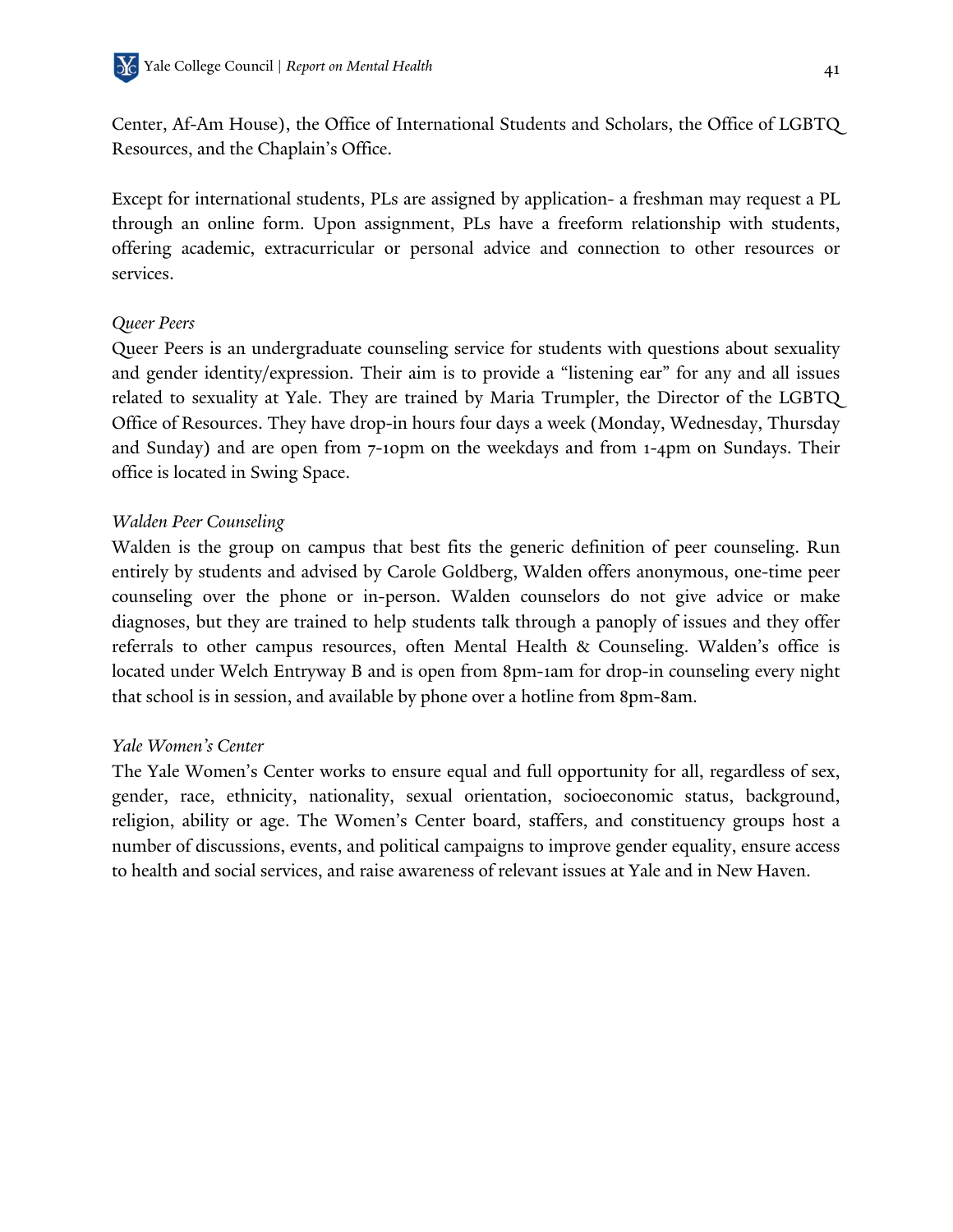Center, Af-Am House), the Office of International Students and Scholars, the Office of LGBTQ Resources, and the Chaplain's Office.

Except for international students, PLs are assigned by application- a freshman may request a PL through an online form. Upon assignment, PLs have a freeform relationship with students, offering academic, extracurricular or personal advice and connection to other resources or services.

*Queer Peers*

Queer Peers is an undergraduate counseling service for students with questions about sexuality and gender identity/expression. Their aim is to provide a "listening ear" for any and all issues related to sexuality at Yale. They are trained by Maria Trumpler, the Director of the LGBTQ Office of Resources. They have drop-in hours four days a week (Monday, Wednesday, Thursday and Sunday) and are open from 7-10pm on the weekdays and from 1-4pm on Sundays. Their office is located in Swing Space.

*Walden Peer Counseling*

Walden is the group on campus that best fits the generic definition of peer counseling. Run entirely by students and advised by Carole Goldberg, Walden offers anonymous, one-time peer counseling over the phone or in-person. Walden counselors do not give advice or make diagnoses, but they are trained to help students talk through a panoply of issues and they offer referrals to other campus resources, often Mental Health & Counseling. Walden's office is located under Welch Entryway B and is open from 8pm-1am for drop-in counseling every night that school is in session, and available by phone over a hotline from 8pm-8am.

*Yale Women's Center*

The Yale Women's Center works to ensure equal and full opportunity for all, regardless of sex, gender, race, ethnicity, nationality, sexual orientation, socioeconomic status, background, religion, ability or age. The Women's Center board, staffers, and constituency groups host a number of discussions, events, and political campaigns to improve gender equality, ensure access to health and social services, and raise awareness of relevant issues at Yale and in New Haven.